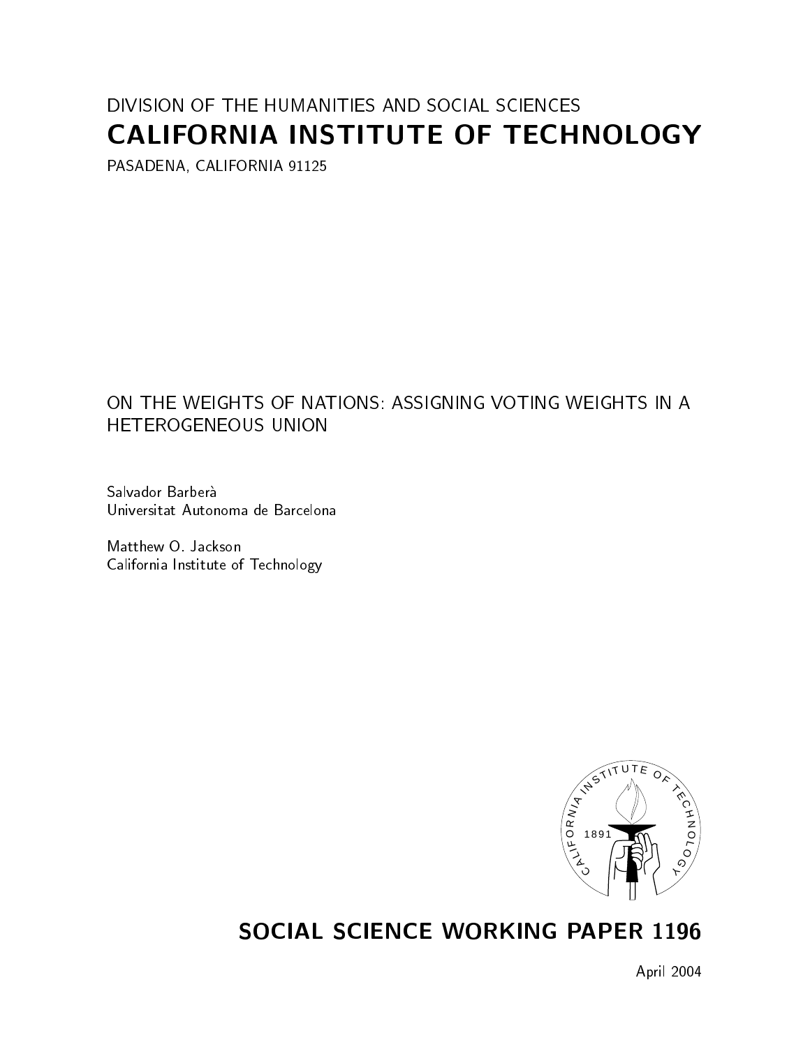DIVISION OF THE HUMANITIES AND SOCIAL SCIENCES

# CALIFORNIA INSTITUTE OF TECHNOLOGY

PASADENA, CALIFORNIA 91125

## ON THE WEIGHTS OF NATIONS: ASSIGNING VOTING WEIGHTS IN A HETEROGENEOUS UNION

Salvador Barberà
Universitat Autonoma de Barcelona

Matthew O. Jackson
California Institute of Technology

## SOCIAL SCIENCE WORKING PAPER 1196

April 2004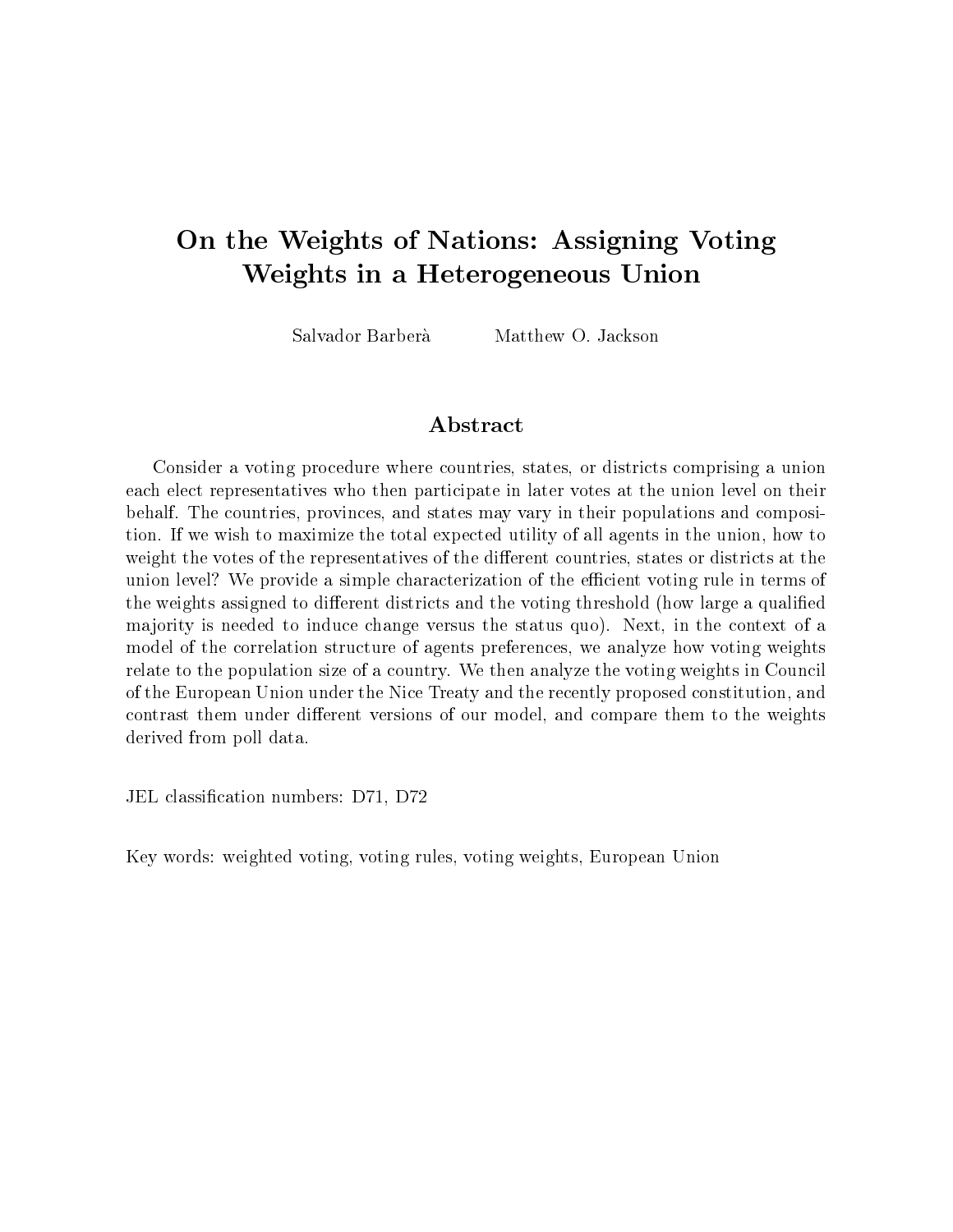# On the Weights of Nations: Assigning Voting Weights in a Heterogeneous Union

Salvador Barberà Matthew O. Jackson

## Abstract

Consider a voting procedure where countries, states, or districts comprising a union each elect representatives who then participate in later votes at the union level on their behalf. The countries, provinces, and states may vary in their populations and composition. If we wish to maximize the total expected utility of all agents in the union, how to weight the votes of the representatives of the different countries, states or districts at the union level? We provide a simple characterization of the efficient voting rule in terms of the weights assigned to different districts and the voting threshold (how large a qualified majority is needed to induce change versus the status quo). Next, in the context of a model of the correlation structure of agents preferences, we analyze how voting weights relate to the population size of a country. We then analyze the voting weights in Council of the European Union under the Nice Treaty and the recently proposed constitution, and contrast them under different versions of our model, and compare them to the weights derived from poll data.

JEL classification numbers: D71, D72

Key words: weighted voting, voting rules, voting weights, European Union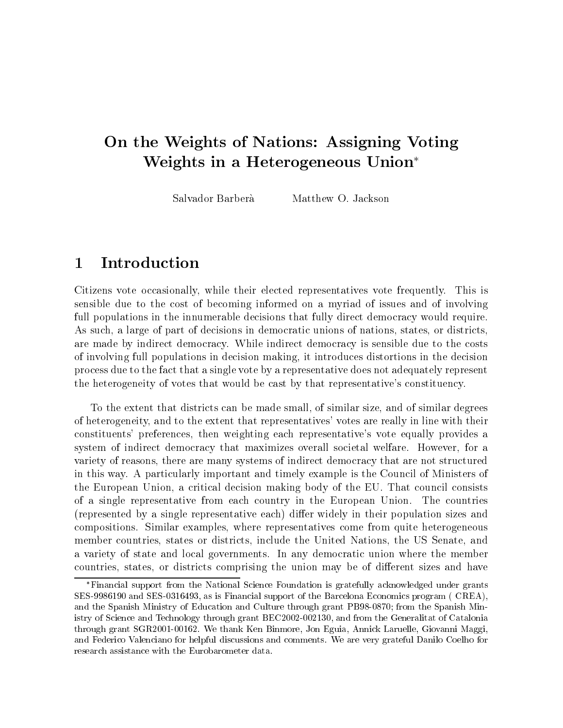# On the Weights of Nations: Assigning Voting Weights in a Heterogeneous Union*

Salvador Barberà        Matthew O. Jackson

## 1 Introduction

Citizens vote occasionally, while their elected representatives vote frequently. This is sensible due to the cost of becoming informed on a myriad of issues and of involving full populations in the innumerable decisions that fully direct democracy would require. As such, a large of part of decisions in democratic unions of nations, states, or districts, are made by indirect democracy. While indirect democracy is sensible due to the costs of involving full populations in decision making, it introduces distortions in the decision process due to the fact that a single vote by a representative does not adequately represent the heterogeneity of votes that would be cast by that representative's constituency.

To the extent that districts can be made small, of similar size, and of similar degrees of heterogeneity, and to the extent that representatives' votes are really in line with their constituents' preferences, then weighting each representative's vote equally provides a system of indirect democracy that maximizes overall societal welfare. However, for a variety of reasons, there are many systems of indirect democracy that are not structured in this way. A particularly important and timely example is the Council of Ministers of the European Union, a critical decision making body of the EU. That council consists of a single representative from each country in the European Union. The countries (represented by a single representative each) differ widely in their population sizes and compositions. Similar examples, where representatives come from quite heterogeneous member countries, states or districts, include the United Nations, the US Senate, and a variety of state and local governments. In any democratic union where the member countries, states, or districts comprising the union may be of different sizes and have

---

*Financial support from the National Science Foundation is gratefully acknowledged under grants SES-9986190 and SES-0316493, as is Financial support of the Barcelona Economics program ( CREA), and the Spanish Ministry of Education and Culture through grant PB98-0870; from the Spanish Ministry of Science and Technology through grant BEC2002-002130, and from the Generalitat of Catalonia through grant SGR2001-00162. We thank Ken Binmore, Jon Eguia, Annick Laruelle, Giovanni Maggi, and Federico Valenciano for helpful discussions and comments. We are very grateful Danilo Coelho for research assistance with the Eurobarometer data.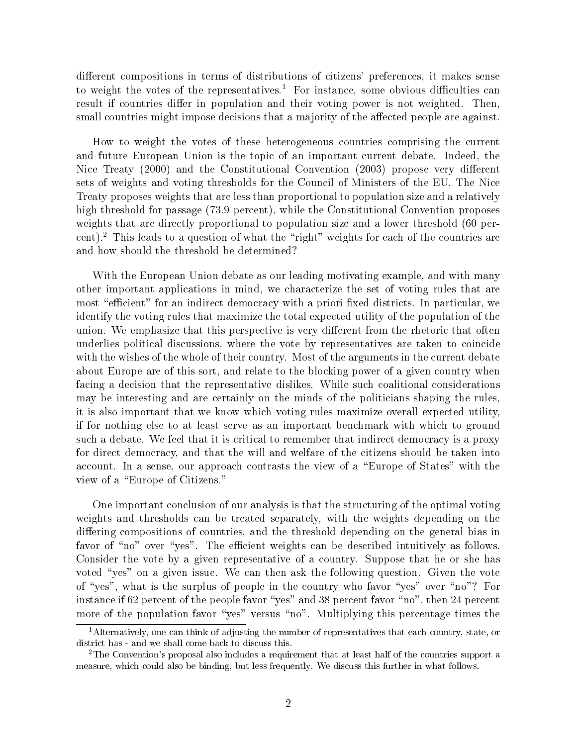different compositions in terms of distributions of citizens' preferences, it makes sense to weight the votes of the representatives.[1] For instance, some obvious difficulties can result if countries differ in population and their voting power is not weighted. Then, small countries might impose decisions that a majority of the affected people are against.

How to weight the votes of these heterogeneous countries comprising the current and future European Union is the topic of an important current debate. Indeed, the Nice Treaty (2000) and the Constitutional Convention (2003) propose very different sets of weights and voting thresholds for the Council of Ministers of the EU. The Nice Treaty proposes weights that are less than proportional to population size and a relatively high threshold for passage (73.9 percent), while the Constitutional Convention proposes weights that are directly proportional to population size and a lower threshold (60 percent).[2] This leads to a question of what the "right" weights for each of the countries are and how should the threshold be determined?

With the European Union debate as our leading motivating example, and with many other important applications in mind, we characterize the set of voting rules that are most "efficient" for an indirect democracy with a priori fixed districts. In particular, we identify the voting rules that maximize the total expected utility of the population of the union. We emphasize that this perspective is very different from the rhetoric that often underlies political discussions, where the vote by representatives are taken to coincide with the wishes of the whole of their country. Most of the arguments in the current debate about Europe are of this sort, and relate to the blocking power of a given country when facing a decision that the representative dislikes. While such coalitional considerations may be interesting and are certainly on the minds of the politicians shaping the rules, it is also important that we know which voting rules maximize overall expected utility, if for nothing else to at least serve as an important benchmark with which to ground such a debate. We feel that it is critical to remember that indirect democracy is a proxy for direct democracy, and that the will and welfare of the citizens should be taken into account. In a sense, our approach contrasts the view of a "Europe of States" with the view of a "Europe of Citizens."

One important conclusion of our analysis is that the structuring of the optimal voting weights and thresholds can be treated separately, with the weights depending on the differing compositions of countries, and the threshold depending on the general bias in favor of "no" over "yes". The efficient weights can be described intuitively as follows. Consider the vote by a given representative of a country. Suppose that he or she has voted "yes" on a given issue. We can then ask the following question. Given the vote of "yes", what is the surplus of people in the country who favor "yes" over "no"? For instance if 62 percent of the people favor "yes" and 38 percent favor "no", then 24 percent more of the population favor "yes" versus "no". Multiplying this percentage times the

[1] Alternatively, one can think of adjusting the number of representatives that each country, state, or district has - and we shall come back to discuss this.

[2] The Convention's proposal also includes a requirement that at least half of the countries support a measure, which could also be binding, but less frequently. We discuss this further in what follows.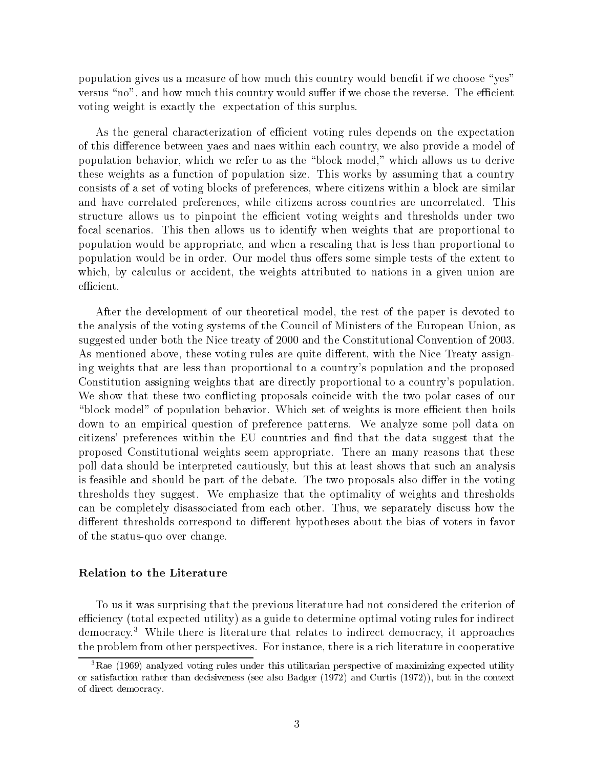population gives us a measure of how much this country would benefit if we choose "yes" versus "no", and how much this country would suffer if we chose the reverse. The efficient voting weight is exactly the expectation of this surplus.

As the general characterization of efficient voting rules depends on the expectation of this difference between yaes and naes within each country, we also provide a model of population behavior, which we refer to as the "block model," which allows us to derive these weights as a function of population size. This works by assuming that a country consists of a set of voting blocks of preferences, where citizens within a block are similar and have correlated preferences, while citizens across countries are uncorrelated. This structure allows us to pinpoint the efficient voting weights and thresholds under two focal scenarios. This then allows us to identify when weights that are proportional to population would be appropriate, and when a rescaling that is less than proportional to population would be in order. Our model thus offers some simple tests of the extent to which, by calculus or accident, the weights attributed to nations in a given union are efficient.

After the development of our theoretical model, the rest of the paper is devoted to the analysis of the voting systems of the Council of Ministers of the European Union, as suggested under both the Nice treaty of 2000 and the Constitutional Convention of 2003. As mentioned above, these voting rules are quite different, with the Nice Treaty assigning weights that are less than proportional to a country's population and the proposed Constitution assigning weights that are directly proportional to a country's population. We show that these two conflicting proposals coincide with the two polar cases of our "block model" of population behavior. Which set of weights is more efficient then boils down to an empirical question of preference patterns. We analyze some poll data on citizens' preferences within the EU countries and find that the data suggest that the proposed Constitutional weights seem appropriate. There an many reasons that these poll data should be interpreted cautiously, but this at least shows that such an analysis is feasible and should be part of the debate. The two proposals also differ in the voting thresholds they suggest. We emphasize that the optimality of weights and thresholds can be completely disassociated from each other. Thus, we separately discuss how the different thresholds correspond to different hypotheses about the bias of voters in favor of the status-quo over change.

**Relation to the Literature**

To us it was surprising that the previous literature had not considered the criterion of efficiency (total expected utility) as a guide to determine optimal voting rules for indirect democracy.[3] While there is literature that relates to indirect democracy, it approaches the problem from other perspectives. For instance, there is a rich literature in cooperative

[3] Rae (1969) analyzed voting rules under this utilitarian perspective of maximizing expected utility or satisfaction rather than decisiveness (see also Badger (1972) and Curtis (1972)), but in the context of direct democracy.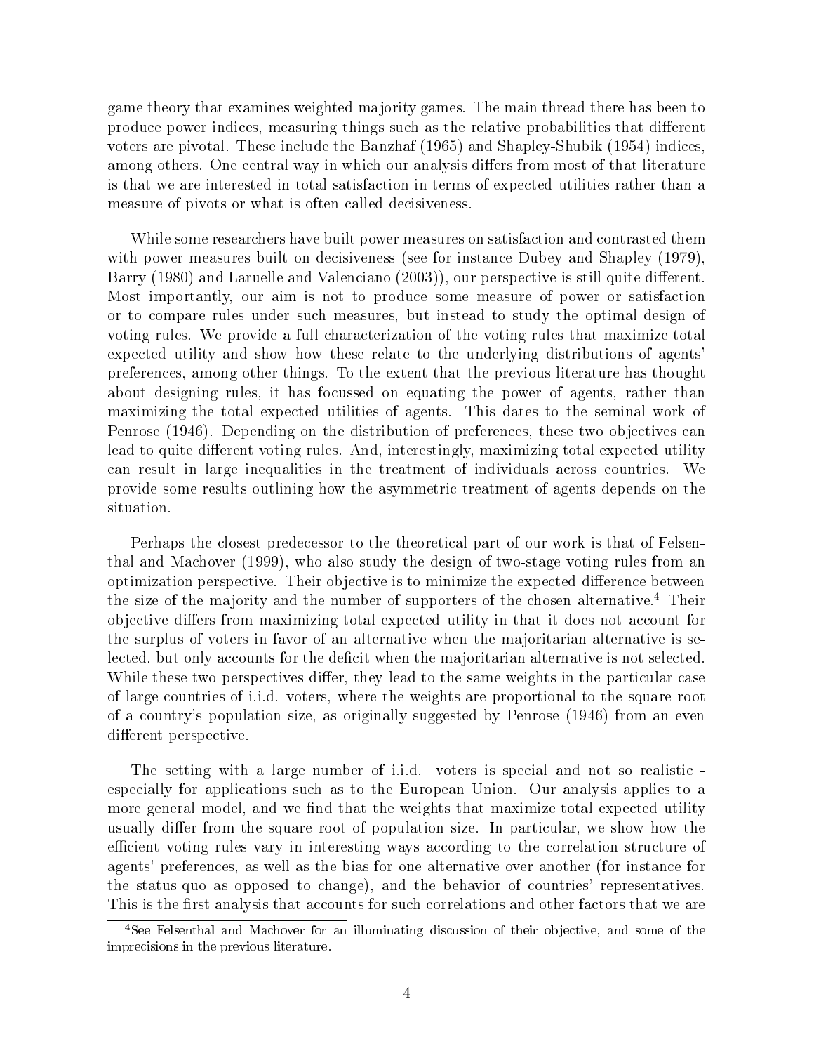game theory that examines weighted majority games. The main thread there has been to produce power indices, measuring things such as the relative probabilities that different voters are pivotal. These include the Banzhaf (1965) and Shapley-Shubik (1954) indices, among others. One central way in which our analysis differs from most of that literature is that we are interested in total satisfaction in terms of expected utilities rather than a measure of pivots or what is often called decisiveness.

While some researchers have built power measures on satisfaction and contrasted them with power measures built on decisiveness (see for instance Dubey and Shapley (1979), Barry (1980) and Laruelle and Valenciano (2003)), our perspective is still quite different. Most importantly, our aim is not to produce some measure of power or satisfaction or to compare rules under such measures, but instead to study the optimal design of voting rules. We provide a full characterization of the voting rules that maximize total expected utility and show how these relate to the underlying distributions of agents' preferences, among other things. To the extent that the previous literature has thought about designing rules, it has focussed on equating the power of agents, rather than maximizing the total expected utilities of agents. This dates to the seminal work of Penrose (1946). Depending on the distribution of preferences, these two objectives can lead to quite different voting rules. And, interestingly, maximizing total expected utility can result in large inequalities in the treatment of individuals across countries. We provide some results outlining how the asymmetric treatment of agents depends on the situation.

Perhaps the closest predecessor to the theoretical part of our work is that of Felsenthal and Machover (1999), who also study the design of two-stage voting rules from an optimization perspective. Their objective is to minimize the expected difference between the size of the majority and the number of supporters of the chosen alternative.[4] Their objective differs from maximizing total expected utility in that it does not account for the surplus of voters in favor of an alternative when the majoritarian alternative is selected, but only accounts for the deficit when the majoritarian alternative is not selected. While these two perspectives differ, they lead to the same weights in the particular case of large countries of i.i.d. voters, where the weights are proportional to the square root of a country's population size, as originally suggested by Penrose (1946) from an even different perspective.

The setting with a large number of i.i.d. voters is special and not so realistic - especially for applications such as to the European Union. Our analysis applies to a more general model, and we find that the weights that maximize total expected utility usually differ from the square root of population size. In particular, we show how the efficient voting rules vary in interesting ways according to the correlation structure of agents' preferences, as well as the bias for one alternative over another (for instance for the status-quo as opposed to change), and the behavior of countries' representatives. This is the first analysis that accounts for such correlations and other factors that we are

[4] See Felsenthal and Machover for an illuminating discussion of their objective, and some of the imprecisions in the previous literature.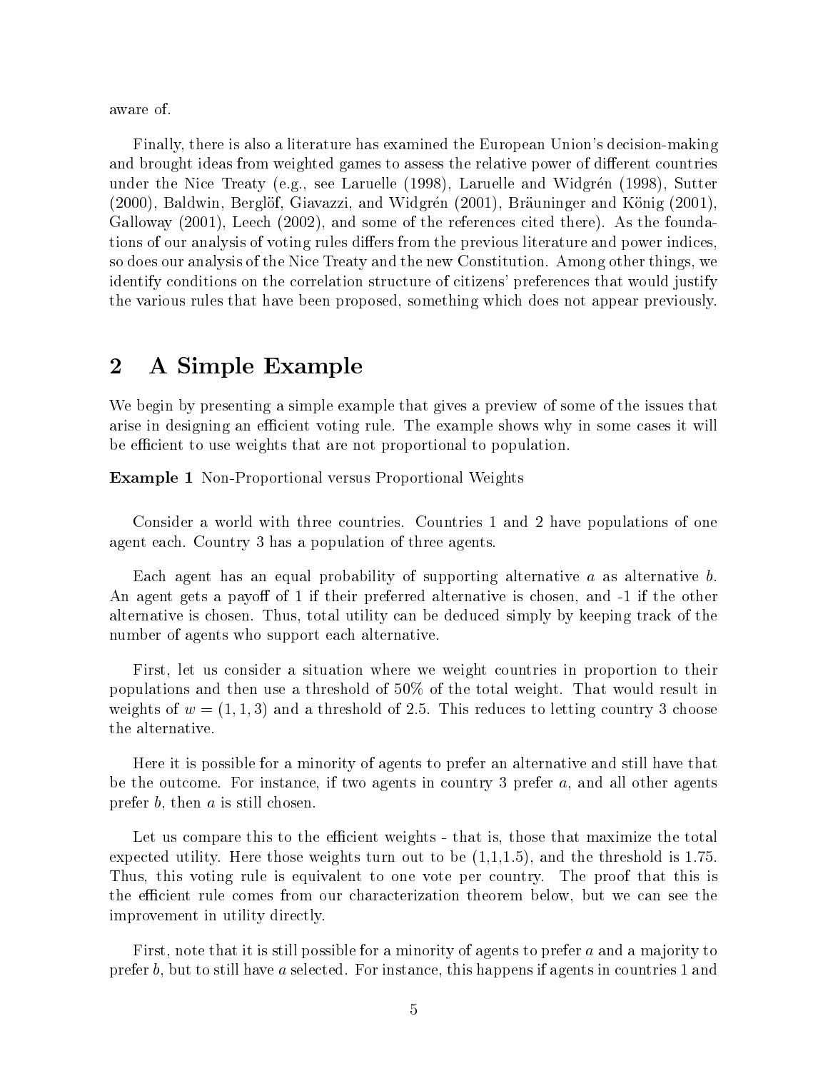aware of.

Finally, there is also a literature has examined the European Union's decision-making and brought ideas from weighted games to assess the relative power of different countries under the Nice Treaty (e.g., see Laruelle (1998), Laruelle and Widgrén (1998), Sutter (2000), Baldwin, Berglöf, Giavazzi, and Widgrén (2001), Bräuninger and König (2001), Galloway (2001), Leech (2002), and some of the references cited there). As the foundations of our analysis of voting rules differs from the previous literature and power indices, so does our analysis of the Nice Treaty and the new Constitution. Among other things, we identify conditions on the correlation structure of citizens' preferences that would justify the various rules that have been proposed, something which does not appear previously.

# 2 A Simple Example

We begin by presenting a simple example that gives a preview of some of the issues that arise in designing an efficient voting rule. The example shows why in some cases it will be efficient to use weights that are not proportional to population.

**Example 1** Non-Proportional versus Proportional Weights

Consider a world with three countries. Countries 1 and 2 have populations of one agent each. Country 3 has a population of three agents.

Each agent has an equal probability of supporting alternative $a$ as alternative $b$. An agent gets a payoff of 1 if their preferred alternative is chosen, and -1 if the other alternative is chosen. Thus, total utility can be deduced simply by keeping track of the number of agents who support each alternative.

First, let us consider a situation where we weight countries in proportion to their populations and then use a threshold of 50% of the total weight. That would result in weights of $w = (1, 1, 3)$ and a threshold of 2.5. This reduces to letting country 3 choose the alternative.

Here it is possible for a minority of agents to prefer an alternative and still have that be the outcome. For instance, if two agents in country 3 prefer $a$, and all other agents prefer $b$, then $a$ is still chosen.

Let us compare this to the efficient weights - that is, those that maximize the total expected utility. Here those weights turn out to be (1,1,1.5), and the threshold is 1.75. Thus, this voting rule is equivalent to one vote per country. The proof that this is the efficient rule comes from our characterization theorem below, but we can see the improvement in utility directly.

First, note that it is still possible for a minority of agents to prefer $a$ and a majority to prefer $b$, but to still have $a$ selected. For instance, this happens if agents in countries 1 and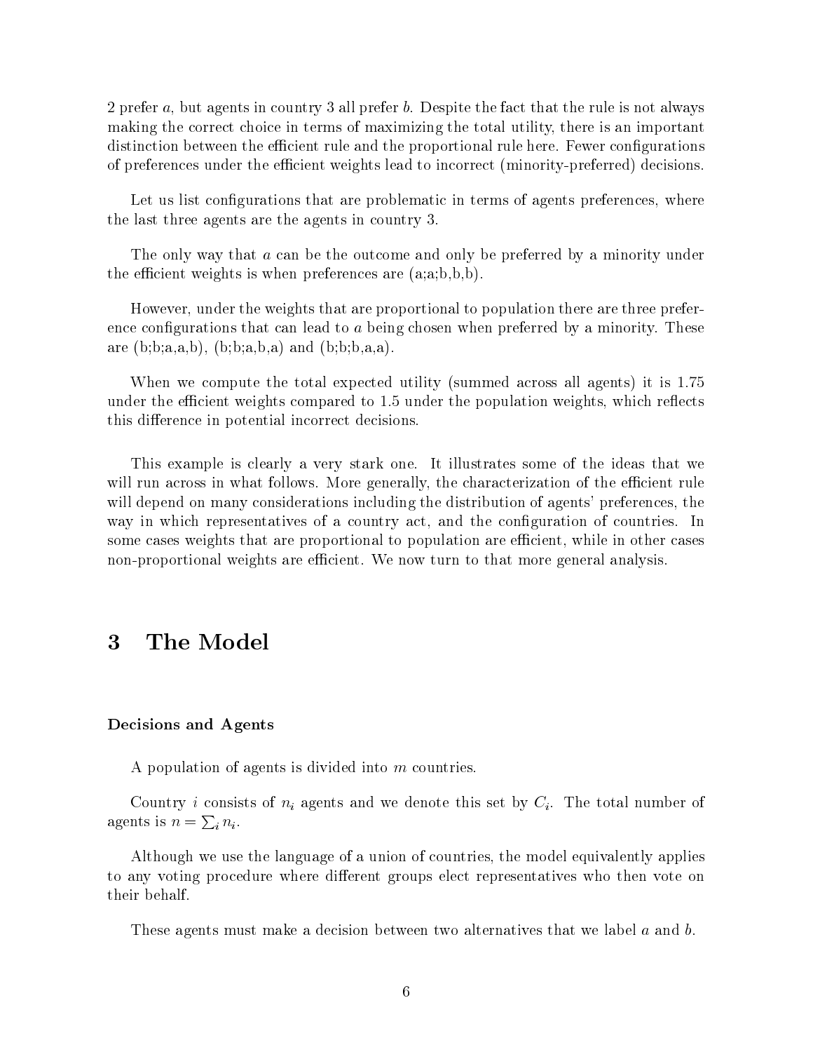2 prefer $a$, but agents in country 3 all prefer $b$. Despite the fact that the rule is not always making the correct choice in terms of maximizing the total utility, there is an important distinction between the efficient rule and the proportional rule here. Fewer configurations of preferences under the efficient weights lead to incorrect (minority-preferred) decisions.

Let us list configurations that are problematic in terms of agents preferences, where the last three agents are the agents in country 3.

The only way that $a$ can be the outcome and only be preferred by a minority under the efficient weights is when preferences are (a;a;b,b,b).

However, under the weights that are proportional to population there are three preference configurations that can lead to $a$ being chosen when preferred by a minority. These are (b;b;a,a,b), (b;b;a,b,a) and (b;b;b,a,a).

When we compute the total expected utility (summed across all agents) it is 1.75 under the efficient weights compared to 1.5 under the population weights, which reflects this difference in potential incorrect decisions.

This example is clearly a very stark one. It illustrates some of the ideas that we will run across in what follows. More generally, the characterization of the efficient rule will depend on many considerations including the distribution of agents' preferences, the way in which representatives of a country act, and the configuration of countries. In some cases weights that are proportional to population are efficient, while in other cases non-proportional weights are efficient. We now turn to that more general analysis.

# 3 The Model

### Decisions and Agents

A population of agents is divided into $m$ countries.

Country $i$ consists of $n_i$ agents and we denote this set by $C_i$. The total number of agents is $n = \sum_i n_i$.

Although we use the language of a union of countries, the model equivalently applies to any voting procedure where different groups elect representatives who then vote on their behalf.

These agents must make a decision between two alternatives that we label $a$ and $b$.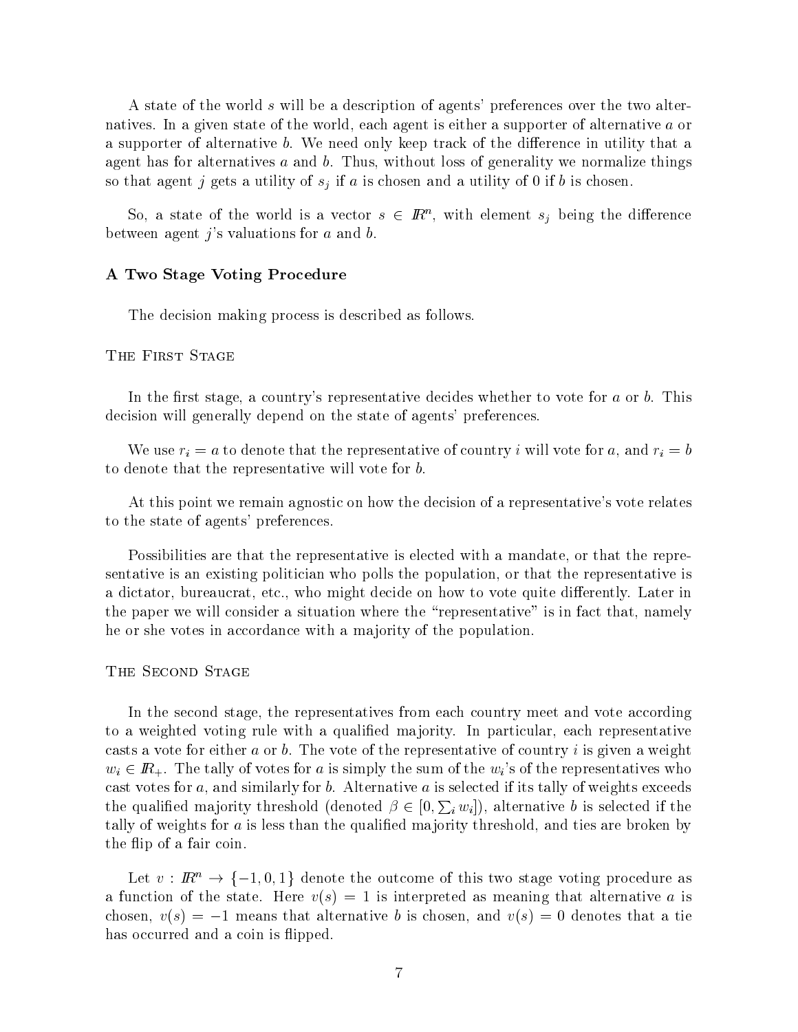A state of the world $s$ will be a description of agents' preferences over the two alternatives. In a given state of the world, each agent is either a supporter of alternative $a$ or a supporter of alternative $b$. We need only keep track of the difference in utility that a agent has for alternatives $a$ and $b$. Thus, without loss of generality we normalize things so that agent $j$ gets a utility of $s_j$ if $a$ is chosen and a utility of 0 if $b$ is chosen.

So, a state of the world is a vector $s \in I\!R^n$, with element $s_j$ being the difference between agent $j$'s valuations for $a$ and $b$.

### A Two Stage Voting Procedure

The decision making process is described as follows.

#### The First Stage

In the first stage, a country's representative decides whether to vote for $a$ or $b$. This decision will generally depend on the state of agents' preferences.

We use $r_i = a$ to denote that the representative of country $i$ will vote for $a$, and $r_i = b$ to denote that the representative will vote for $b$.

At this point we remain agnostic on how the decision of a representative's vote relates to the state of agents' preferences.

Possibilities are that the representative is elected with a mandate, or that the representative is an existing politician who polls the population, or that the representative is a dictator, bureaucrat, etc., who might decide on how to vote quite differently. Later in the paper we will consider a situation where the "representative" is in fact that, namely he or she votes in accordance with a majority of the population.

#### The Second Stage

In the second stage, the representatives from each country meet and vote according to a weighted voting rule with a qualified majority. In particular, each representative casts a vote for either $a$ or $b$. The vote of the representative of country $i$ is given a weight $w_i \in I\!R_+$. The tally of votes for $a$ is simply the sum of the $w_i$'s of the representatives who cast votes for $a$, and similarly for $b$. Alternative $a$ is selected if its tally of weights exceeds the qualified majority threshold (denoted $\beta \in [0, \sum_i w_i]$), alternative $b$ is selected if the tally of weights for $a$ is less than the qualified majority threshold, and ties are broken by the flip of a fair coin.

Let $v : I\!R^n \to \{-1, 0, 1\}$ denote the outcome of this two stage voting procedure as a function of the state. Here $v(s) = 1$ is interpreted as meaning that alternative $a$ is chosen, $v(s) = -1$ means that alternative $b$ is chosen, and $v(s) = 0$ denotes that a tie has occurred and a coin is flipped.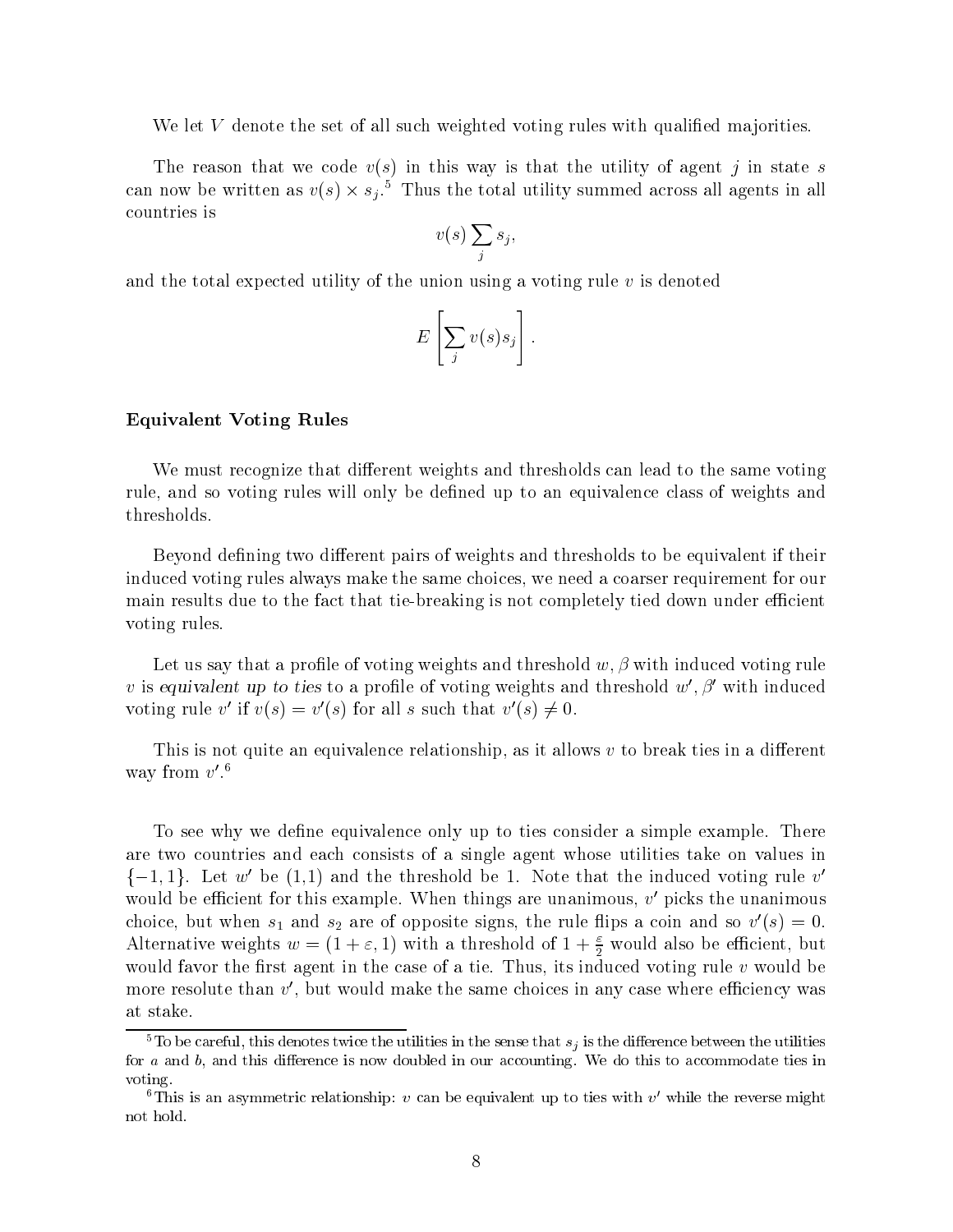We let $V$ denote the set of all such weighted voting rules with qualified majorities.

The reason that we code $v(s)$ in this way is that the utility of agent $j$ in state $s$ can now be written as $v(s) \times s_j$.[5] Thus the total utility summed across all agents in all countries is

$$v(s) \sum_j s_j,$$

and the total expected utility of the union using a voting rule $v$ is denoted

$$E\left[\sum_j v(s) s_j\right].$$

**Equivalent Voting Rules**

We must recognize that different weights and thresholds can lead to the same voting rule, and so voting rules will only be defined up to an equivalence class of weights and thresholds.

Beyond defining two different pairs of weights and thresholds to be equivalent if their induced voting rules always make the same choices, we need a coarser requirement for our main results due to the fact that tie-breaking is not completely tied down under efficient voting rules.

Let us say that a profile of voting weights and threshold $w, \beta$ with induced voting rule $v$ is *equivalent up to ties* to a profile of voting weights and threshold $w', \beta'$ with induced voting rule $v'$ if $v(s) = v'(s)$ for all $s$ such that $v'(s) \neq 0$.

This is not quite an equivalence relationship, as it allows $v$ to break ties in a different way from $v'$.[6]

To see why we define equivalence only up to ties consider a simple example. There are two countries and each consists of a single agent whose utilities take on values in $\{-1, 1\}$. Let $w'$ be (1,1) and the threshold be 1. Note that the induced voting rule $v'$ would be efficient for this example. When things are unanimous, $v'$ picks the unanimous choice, but when $s_1$ and $s_2$ are of opposite signs, the rule flips a coin and so $v'(s) = 0$. Alternative weights $w = (1 + \varepsilon, 1)$ with a threshold of $1 + \frac{\varepsilon}{2}$ would also be efficient, but would favor the first agent in the case of a tie. Thus, its induced voting rule $v$ would be more resolute than $v'$, but would make the same choices in any case where efficiency was at stake.

[5] To be careful, this denotes twice the utilities in the sense that $s_j$ is the difference between the utilities for $a$ and $b$, and this difference is now doubled in our accounting. We do this to accommodate ties in voting.

[6] This is an asymmetric relationship: $v$ can be equivalent up to ties with $v'$ while the reverse might not hold.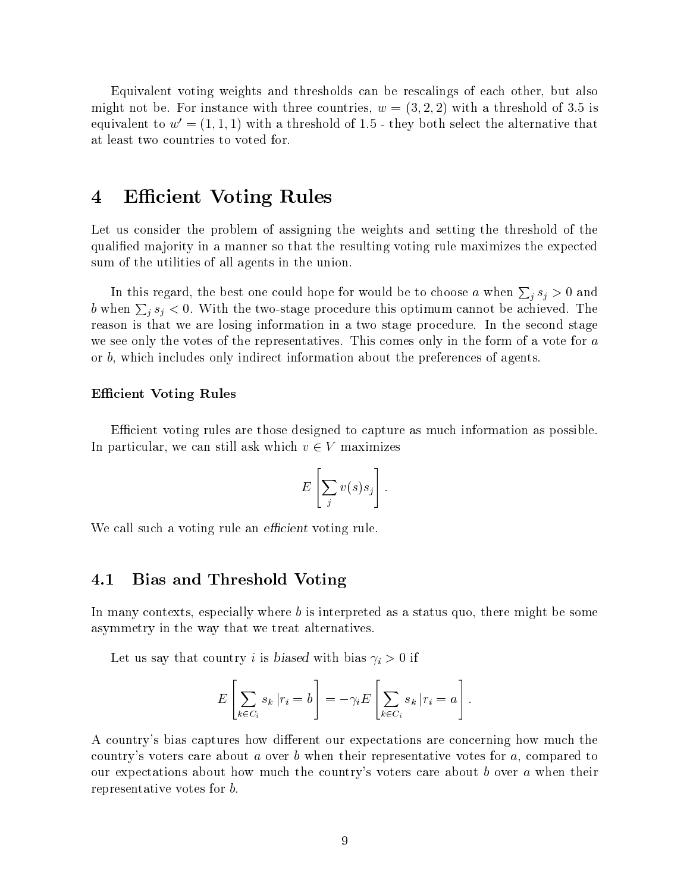Equivalent voting weights and thresholds can be rescalings of each other, but also might not be. For instance with three countries, $w = (3, 2, 2)$ with a threshold of 3.5 is equivalent to $w' = (1, 1, 1)$ with a threshold of 1.5 - they both select the alternative that at least two countries to voted for.

# 4 Efficient Voting Rules

Let us consider the problem of assigning the weights and setting the threshold of the qualified majority in a manner so that the resulting voting rule maximizes the expected sum of the utilities of all agents in the union.

In this regard, the best one could hope for would be to choose $a$ when $\sum_j s_j > 0$ and $b$ when $\sum_j s_j < 0$. With the two-stage procedure this optimum cannot be achieved. The reason is that we are losing information in a two stage procedure. In the second stage we see only the votes of the representatives. This comes only in the form of a vote for $a$ or $b$, which includes only indirect information about the preferences of agents.

**Efficient Voting Rules**

Efficient voting rules are those designed to capture as much information as possible. In particular, we can still ask which $v \in V$ maximizes

$$E\left[\sum_j v(s)s_j\right].$$

We call such a voting rule an *efficient* voting rule.

## 4.1 Bias and Threshold Voting

In many contexts, especially where $b$ is interpreted as a status quo, there might be some asymmetry in the way that we treat alternatives.

Let us say that country $i$ is *biased* with bias $\gamma_i > 0$ if

$$E\left[\sum_{k \in C_i} s_k \,|r_i = b\right] = -\gamma_i E\left[\sum_{k \in C_i} s_k \,|r_i = a\right].$$

A country's bias captures how different our expectations are concerning how much the country's voters care about $a$ over $b$ when their representative votes for $a$, compared to our expectations about how much the country's voters care about $b$ over $a$ when their representative votes for $b$.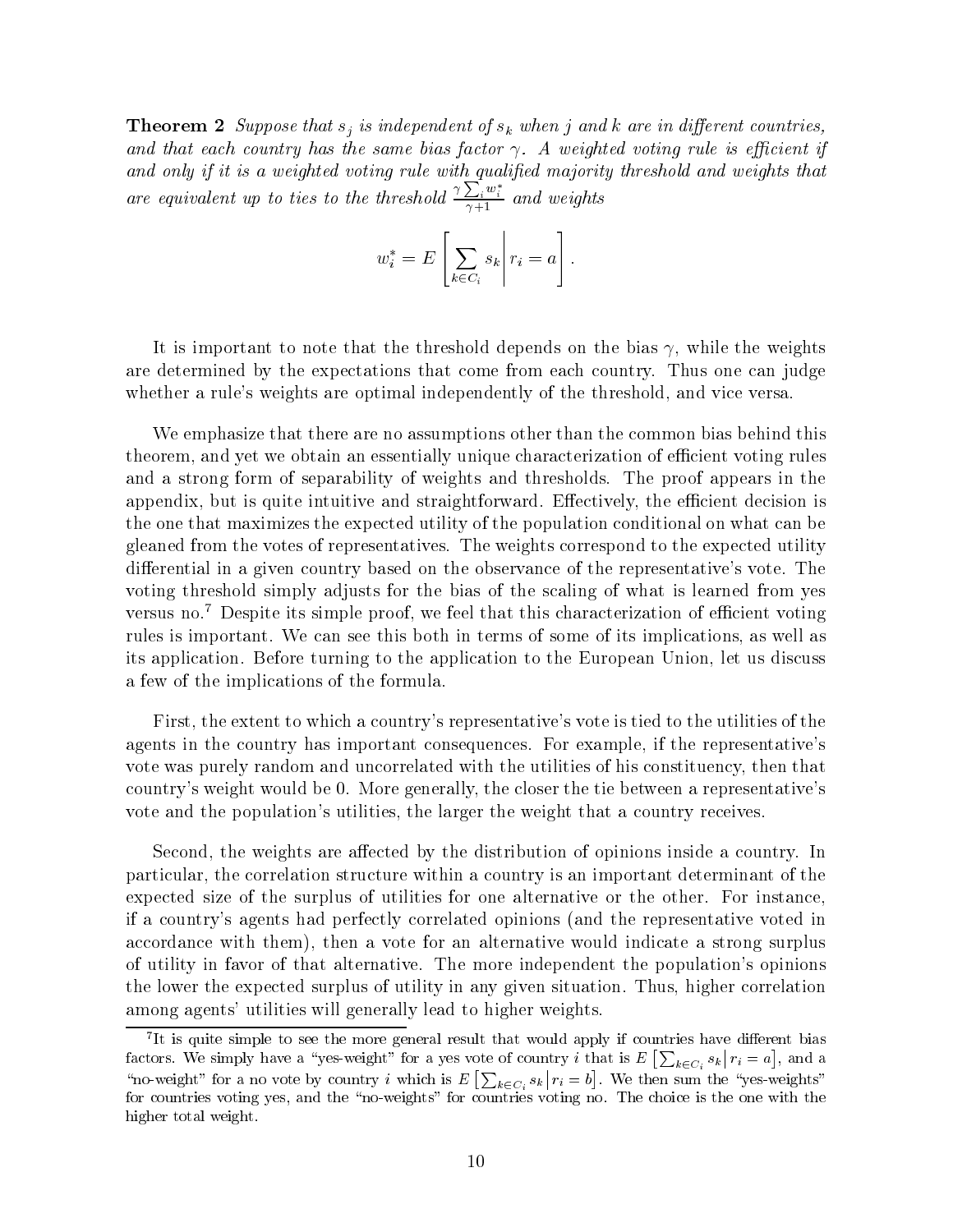**Theorem 2** *Suppose that $s_j$ is independent of $s_k$ when $j$ and $k$ are in different countries, and that each country has the same bias factor $\gamma$. A weighted voting rule is efficient if and only if it is a weighted voting rule with qualified majority threshold and weights that are equivalent up to ties to the threshold $\frac{\gamma \sum_i w_i^*}{\gamma+1}$ and weights*

$$w_i^* = E\left[\sum_{k \in C_i} s_k \middle| r_i = a\right].$$

It is important to note that the threshold depends on the bias $\gamma$, while the weights are determined by the expectations that come from each country. Thus one can judge whether a rule's weights are optimal independently of the threshold, and vice versa.

We emphasize that there are no assumptions other than the common bias behind this theorem, and yet we obtain an essentially unique characterization of efficient voting rules and a strong form of separability of weights and thresholds. The proof appears in the appendix, but is quite intuitive and straightforward. Effectively, the efficient decision is the one that maximizes the expected utility of the population conditional on what can be gleaned from the votes of representatives. The weights correspond to the expected utility differential in a given country based on the observance of the representative's vote. The voting threshold simply adjusts for the bias of the scaling of what is learned from yes versus no.[7] Despite its simple proof, we feel that this characterization of efficient voting rules is important. We can see this both in terms of some of its implications, as well as its application. Before turning to the application to the European Union, let us discuss a few of the implications of the formula.

First, the extent to which a country's representative's vote is tied to the utilities of the agents in the country has important consequences. For example, if the representative's vote was purely random and uncorrelated with the utilities of his constituency, then that country's weight would be 0. More generally, the closer the tie between a representative's vote and the population's utilities, the larger the weight that a country receives.

Second, the weights are affected by the distribution of opinions inside a country. In particular, the correlation structure within a country is an important determinant of the expected size of the surplus of utilities for one alternative or the other. For instance, if a country's agents had perfectly correlated opinions (and the representative voted in accordance with them), then a vote for an alternative would indicate a strong surplus of utility in favor of that alternative. The more independent the population's opinions the lower the expected surplus of utility in any given situation. Thus, higher correlation among agents' utilities will generally lead to higher weights.

[7] It is quite simple to see the more general result that would apply if countries have different bias factors. We simply have a "yes-weight" for a yes vote of country $i$ that is $E\left[\sum_{k \in C_i} s_k \middle| r_i = a\right]$, and a "no-weight" for a no vote by country $i$ which is $E\left[\sum_{k \in C_i} s_k \middle| r_i = b\right]$. We then sum the "yes-weights" for countries voting yes, and the "no-weights" for countries voting no. The choice is the one with the higher total weight.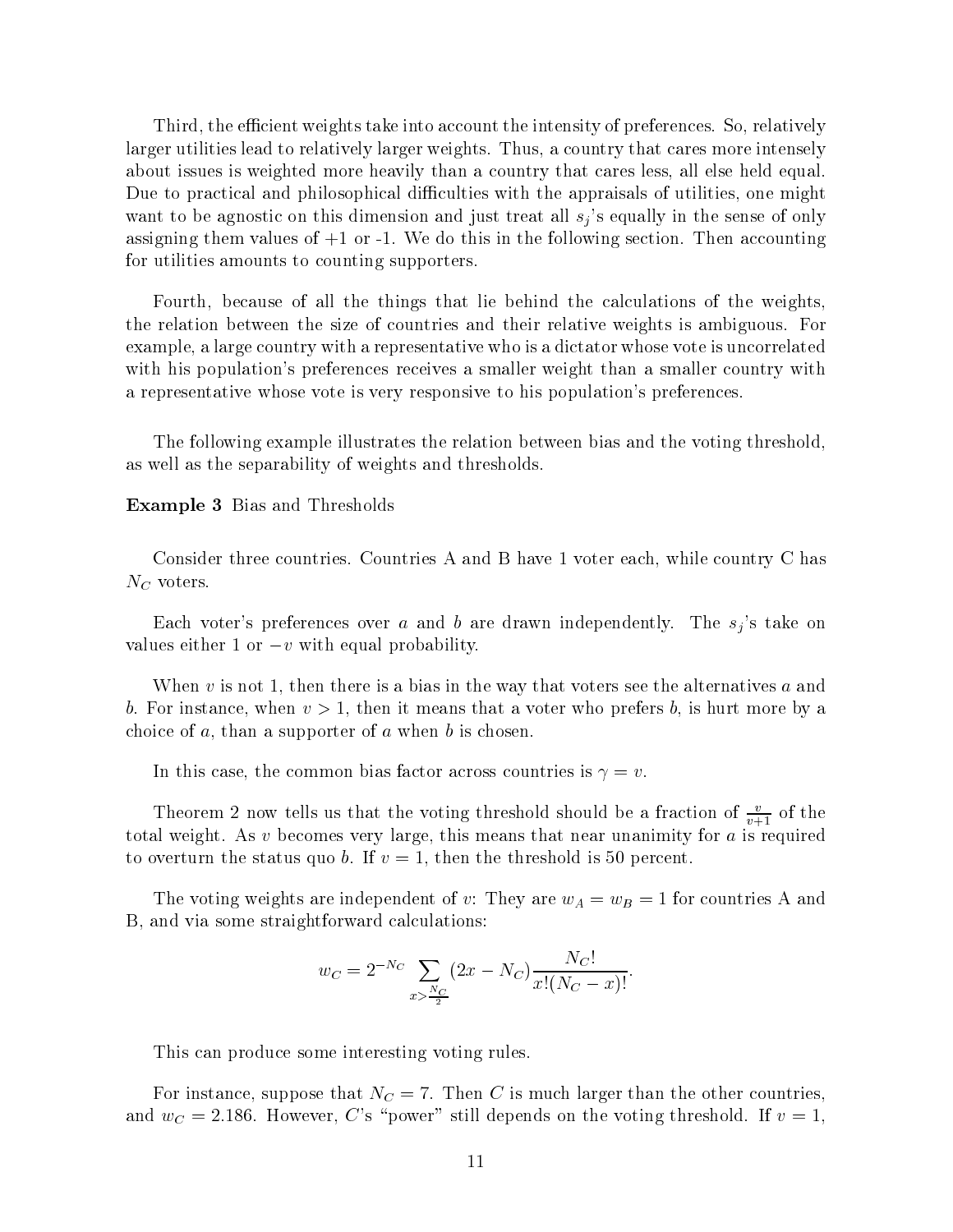Third, the efficient weights take into account the intensity of preferences. So, relatively larger utilities lead to relatively larger weights. Thus, a country that cares more intensely about issues is weighted more heavily than a country that cares less, all else held equal. Due to practical and philosophical difficulties with the appraisals of utilities, one might want to be agnostic on this dimension and just treat all $s_j$'s equally in the sense of only assigning them values of +1 or -1. We do this in the following section. Then accounting for utilities amounts to counting supporters.

Fourth, because of all the things that lie behind the calculations of the weights, the relation between the size of countries and their relative weights is ambiguous. For example, a large country with a representative who is a dictator whose vote is uncorrelated with his population's preferences receives a smaller weight than a smaller country with a representative whose vote is very responsive to his population's preferences.

The following example illustrates the relation between bias and the voting threshold, as well as the separability of weights and thresholds.

**Example 3** Bias and Thresholds

Consider three countries. Countries A and B have 1 voter each, while country C has $N_C$ voters.

Each voter's preferences over $a$ and $b$ are drawn independently. The $s_j$'s take on values either 1 or $-v$ with equal probability.

When $v$ is not 1, then there is a bias in the way that voters see the alternatives $a$ and $b$. For instance, when $v > 1$, then it means that a voter who prefers $b$, is hurt more by a choice of $a$, than a supporter of $a$ when $b$ is chosen.

In this case, the common bias factor across countries is $\gamma = v$.

Theorem 2 now tells us that the voting threshold should be a fraction of $\frac{v}{v+1}$ of the total weight. As $v$ becomes very large, this means that near unanimity for $a$ is required to overturn the status quo $b$. If $v = 1$, then the threshold is 50 percent.

The voting weights are independent of $v$: They are $w_A = w_B = 1$ for countries A and B, and via some straightforward calculations:

$$w_C = 2^{-N_C} \sum_{x > \frac{N_C}{2}} (2x - N_C) \frac{N_C!}{x!(N_C - x)!}.$$

This can produce some interesting voting rules.

For instance, suppose that $N_C = 7$. Then $C$ is much larger than the other countries, and $w_C = 2.186$. However, $C$'s "power" still depends on the voting threshold. If $v = 1$,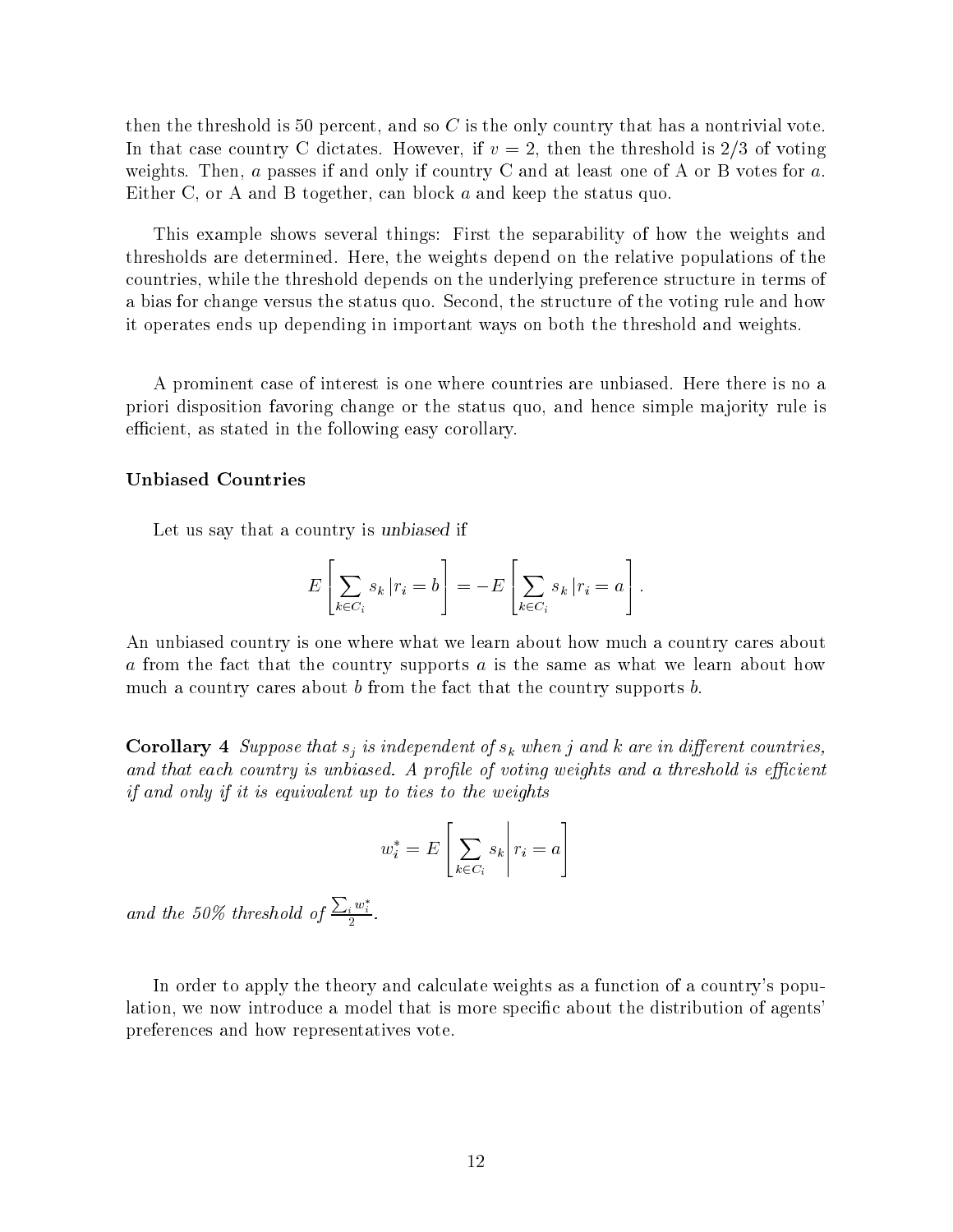then the threshold is 50 percent, and so $C$ is the only country that has a nontrivial vote. In that case country C dictates. However, if $v = 2$, then the threshold is 2/3 of voting weights. Then, $a$ passes if and only if country C and at least one of A or B votes for $a$. Either C, or A and B together, can block $a$ and keep the status quo.

This example shows several things: First the separability of how the weights and thresholds are determined. Here, the weights depend on the relative populations of the countries, while the threshold depends on the underlying preference structure in terms of a bias for change versus the status quo. Second, the structure of the voting rule and how it operates ends up depending in important ways on both the threshold and weights.

A prominent case of interest is one where countries are unbiased. Here there is no a priori disposition favoring change or the status quo, and hence simple majority rule is efficient, as stated in the following easy corollary.

### Unbiased Countries

Let us say that a country is *unbiased* if

$$E\left[\sum_{k \in C_i} s_k \,|r_i = b\right] = -E\left[\sum_{k \in C_i} s_k \,|r_i = a\right].$$

An unbiased country is one where what we learn about how much a country cares about $a$ from the fact that the country supports $a$ is the same as what we learn about how much a country cares about $b$ from the fact that the country supports $b$.

**Corollary 4** *Suppose that $s_j$ is independent of $s_k$ when $j$ and $k$ are in different countries, and that each country is unbiased. A profile of voting weights and a threshold is efficient if and only if it is equivalent up to ties to the weights*

$$w_i^* = E\left[\sum_{k \in C_i} s_k \middle| r_i = a\right]$$

*and the 50% threshold of $\frac{\sum_i w_i^*}{2}$.*

In order to apply the theory and calculate weights as a function of a country's population, we now introduce a model that is more specific about the distribution of agents' preferences and how representatives vote.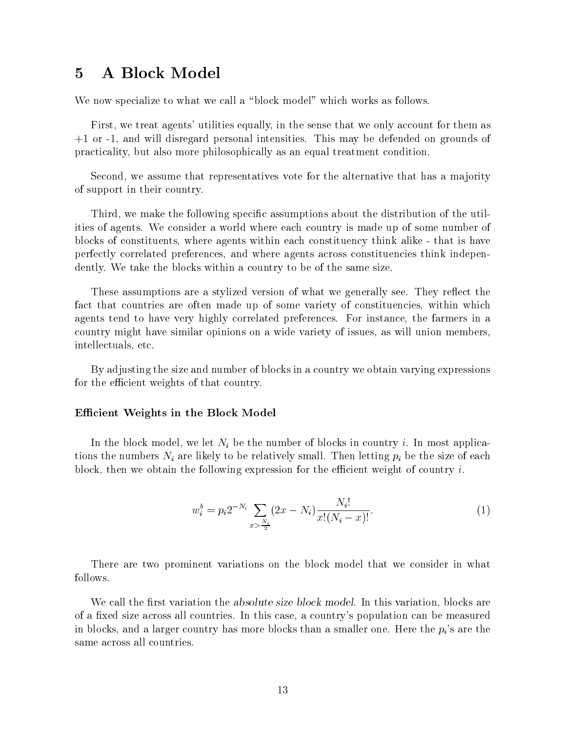## 5 A Block Model

We now specialize to what we call a "block model" which works as follows.

First, we treat agents' utilities equally, in the sense that we only account for them as +1 or -1, and will disregard personal intensities. This may be defended on grounds of practicality, but also more philosophically as an equal treatment condition.

Second, we assume that representatives vote for the alternative that has a majority of support in their country.

Third, we make the following specific assumptions about the distribution of the utilities of agents. We consider a world where each country is made up of some number of blocks of constituents, where agents within each constituency think alike - that is have perfectly correlated preferences, and where agents across constituencies think independently. We take the blocks within a country to be of the same size.

These assumptions are a stylized version of what we generally see. They reflect the fact that countries are often made up of some variety of constituencies, within which agents tend to have very highly correlated preferences. For instance, the farmers in a country might have similar opinions on a wide variety of issues, as will union members, intellectuals, etc.

By adjusting the size and number of blocks in a country we obtain varying expressions for the efficient weights of that country.

#### Efficient Weights in the Block Model

In the block model, we let $N_i$ be the number of blocks in country $i$. In most applications the numbers $N_i$ are likely to be relatively small. Then letting $p_i$ be the size of each block, then we obtain the following expression for the efficient weight of country $i$.

$$w_i^b = p_i 2^{-N_i} \sum_{x > \frac{N_i}{2}} (2x - N_i) \frac{N_i!}{x!(N_i - x)!}. \tag{1}$$

There are two prominent variations on the block model that we consider in what follows.

We call the first variation the *absolute size block model*. In this variation, blocks are of a fixed size across all countries. In this case, a country's population can be measured in blocks, and a larger country has more blocks than a smaller one. Here the $p_i$'s are the same across all countries.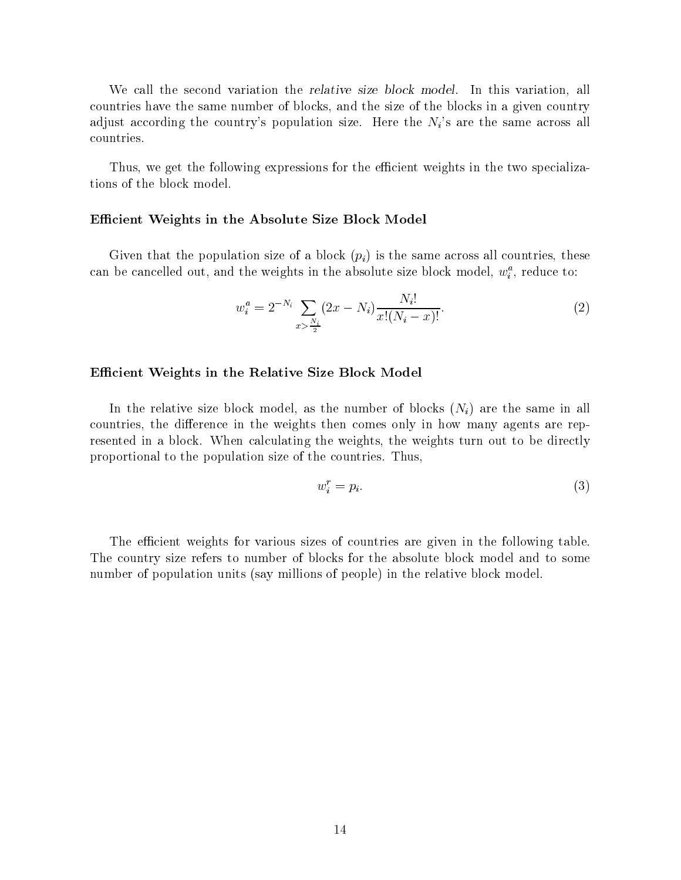We call the second variation the *relative size block model*. In this variation, all countries have the same number of blocks, and the size of the blocks in a given country adjust according the country's population size. Here the $N_i$'s are the same across all countries.

Thus, we get the following expressions for the efficient weights in the two specializations of the block model.

### Efficient Weights in the Absolute Size Block Model

Given that the population size of a block ($p_i$) is the same across all countries, these can be cancelled out, and the weights in the absolute size block model, $w_i^a$, reduce to:

$$w_i^a = 2^{-N_i} \sum_{x > \frac{N_i}{2}} (2x - N_i) \frac{N_i!}{x!(N_i - x)!}. \tag{2}$$

### Efficient Weights in the Relative Size Block Model

In the relative size block model, as the number of blocks ($N_i$) are the same in all countries, the difference in the weights then comes only in how many agents are represented in a block. When calculating the weights, the weights turn out to be directly proportional to the population size of the countries. Thus,

$$w_i^r = p_i. \tag{3}$$

The efficient weights for various sizes of countries are given in the following table. The country size refers to number of blocks for the absolute block model and to some number of population units (say millions of people) in the relative block model.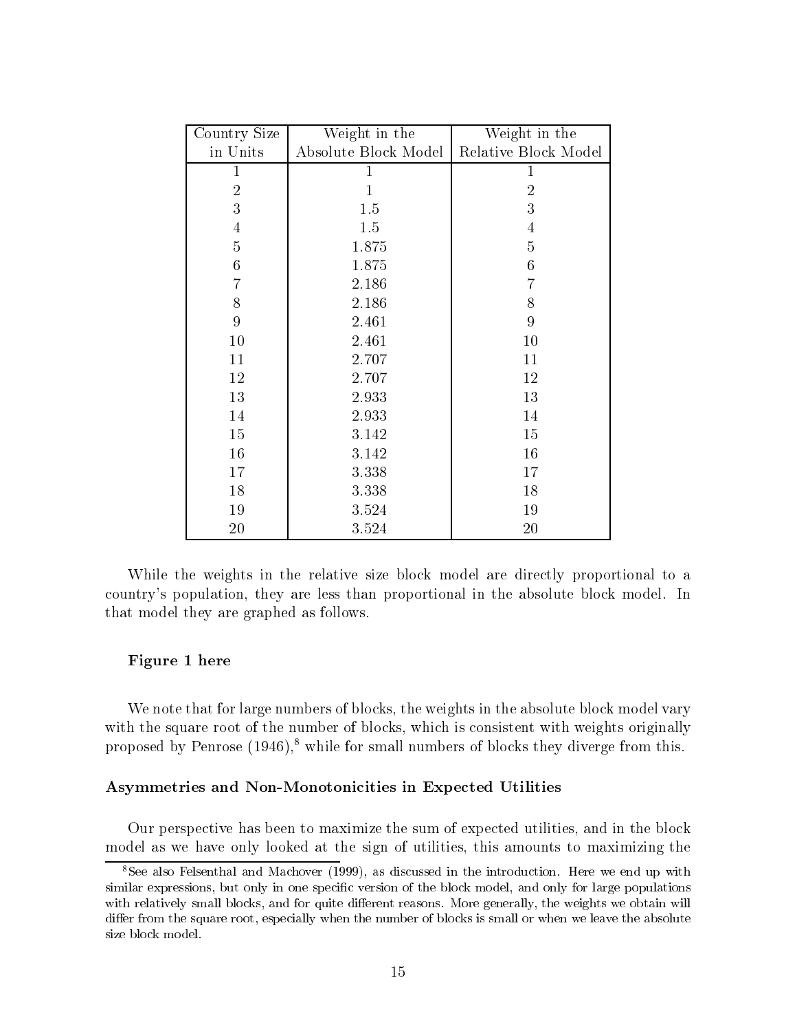| Country Size in Units | Weight in the Absolute Block Model | Weight in the Relative Block Model |
|---|---|---|
| 1 | 1 | 1 |
| 2 | 1 | 2 |
| 3 | 1.5 | 3 |
| 4 | 1.5 | 4 |
| 5 | 1.875 | 5 |
| 6 | 1.875 | 6 |
| 7 | 2.186 | 7 |
| 8 | 2.186 | 8 |
| 9 | 2.461 | 9 |
| 10 | 2.461 | 10 |
| 11 | 2.707 | 11 |
| 12 | 2.707 | 12 |
| 13 | 2.933 | 13 |
| 14 | 2.933 | 14 |
| 15 | 3.142 | 15 |
| 16 | 3.142 | 16 |
| 17 | 3.338 | 17 |
| 18 | 3.338 | 18 |
| 19 | 3.524 | 19 |
| 20 | 3.524 | 20 |

While the weights in the relative size block model are directly proportional to a country's population, they are less than proportional in the absolute block model. In that model they are graphed as follows.

**Figure 1 here**

We note that for large numbers of blocks, the weights in the absolute block model vary with the square root of the number of blocks, which is consistent with weights originally proposed by Penrose (1946),[8] while for small numbers of blocks they diverge from this.

### Asymmetries and Non-Monotonicities in Expected Utilities

Our perspective has been to maximize the sum of expected utilities, and in the block model as we have only looked at the sign of utilities, this amounts to maximizing the

[8] See also Felsenthal and Machover (1999), as discussed in the introduction. Here we end up with similar expressions, but only in one specific version of the block model, and only for large populations with relatively small blocks, and for quite different reasons. More generally, the weights we obtain will differ from the square root, especially when the number of blocks is small or when we leave the absolute size block model.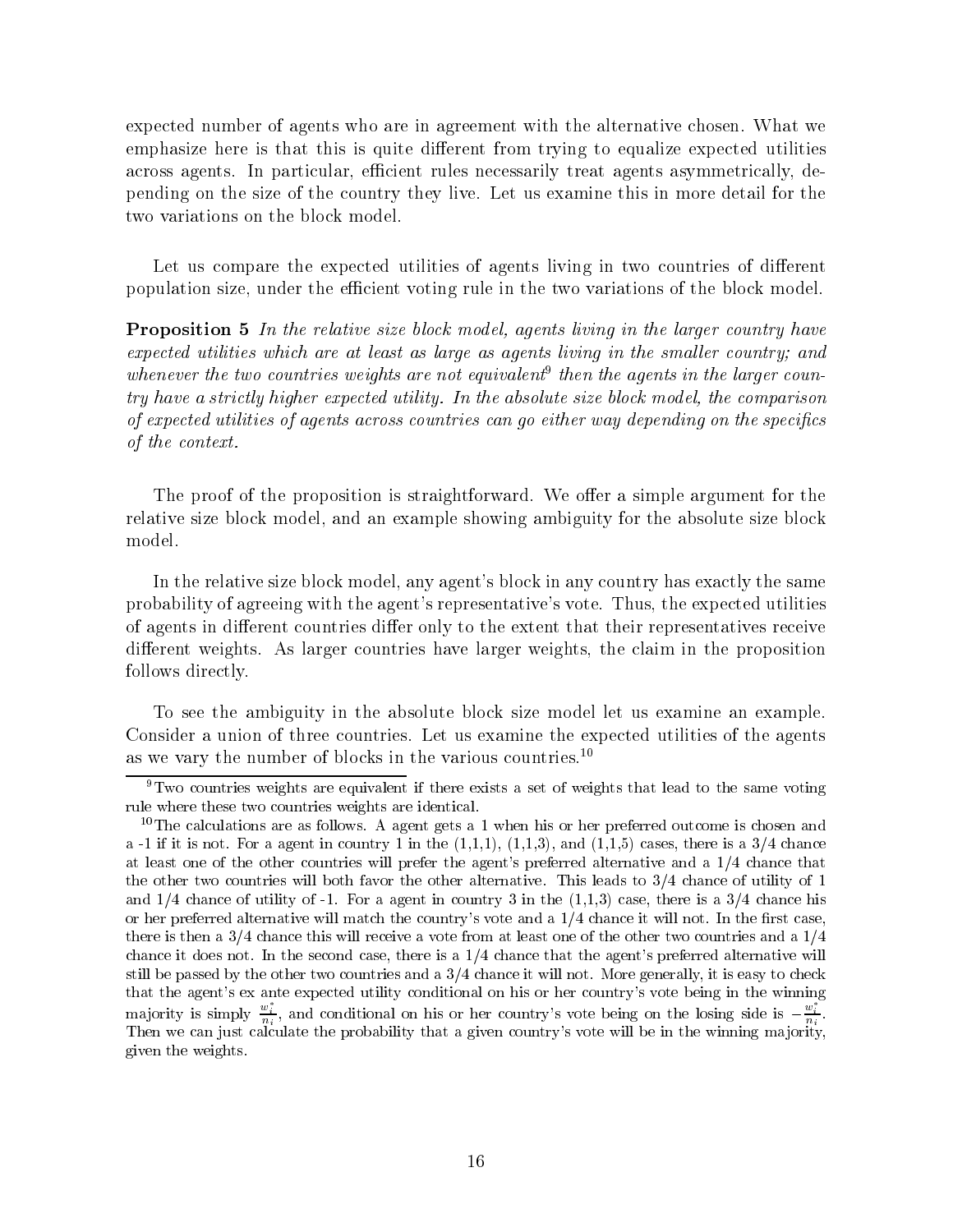expected number of agents who are in agreement with the alternative chosen. What we emphasize here is that this is quite different from trying to equalize expected utilities across agents. In particular, efficient rules necessarily treat agents asymmetrically, depending on the size of the country they live. Let us examine this in more detail for the two variations on the block model.

Let us compare the expected utilities of agents living in two countries of different population size, under the efficient voting rule in the two variations of the block model.

**Proposition 5** *In the relative size block model, agents living in the larger country have expected utilities which are at least as large as agents living in the smaller country; and whenever the two countries weights are not equivalent*[9] *then the agents in the larger country have a strictly higher expected utility. In the absolute size block model, the comparison of expected utilities of agents across countries can go either way depending on the specifics of the context.*

The proof of the proposition is straightforward. We offer a simple argument for the relative size block model, and an example showing ambiguity for the absolute size block model.

In the relative size block model, any agent's block in any country has exactly the same probability of agreeing with the agent's representative's vote. Thus, the expected utilities of agents in different countries differ only to the extent that their representatives receive different weights. As larger countries have larger weights, the claim in the proposition follows directly.

To see the ambiguity in the absolute block size model let us examine an example. Consider a union of three countries. Let us examine the expected utilities of the agents as we vary the number of blocks in the various countries.[10]

[9] Two countries weights are equivalent if there exists a set of weights that lead to the same voting rule where these two countries weights are identical.

[10] The calculations are as follows. A agent gets a 1 when his or her preferred outcome is chosen and a -1 if it is not. For a agent in country 1 in the (1,1,1), (1,1,3), and (1,1,5) cases, there is a 3/4 chance at least one of the other countries will prefer the agent's preferred alternative and a 1/4 chance that the other two countries will both favor the other alternative. This leads to 3/4 chance of utility of 1 and 1/4 chance of utility of -1. For a agent in country 3 in the (1,1,3) case, there is a 3/4 chance his or her preferred alternative will match the country's vote and a 1/4 chance it will not. In the first case, there is then a 3/4 chance this will receive a vote from at least one of the other two countries and a 1/4 chance it does not. In the second case, there is a 1/4 chance that the agent's preferred alternative will still be passed by the other two countries and a 3/4 chance it will not. More generally, it is easy to check that the agent's ex ante expected utility conditional on his or her country's vote being in the winning majority is simply $\frac{w_i^*}{n_i}$, and conditional on his or her country's vote being on the losing side is $-\frac{w_i^*}{n_i}$. Then we can just calculate the probability that a given country's vote will be in the winning majority, given the weights.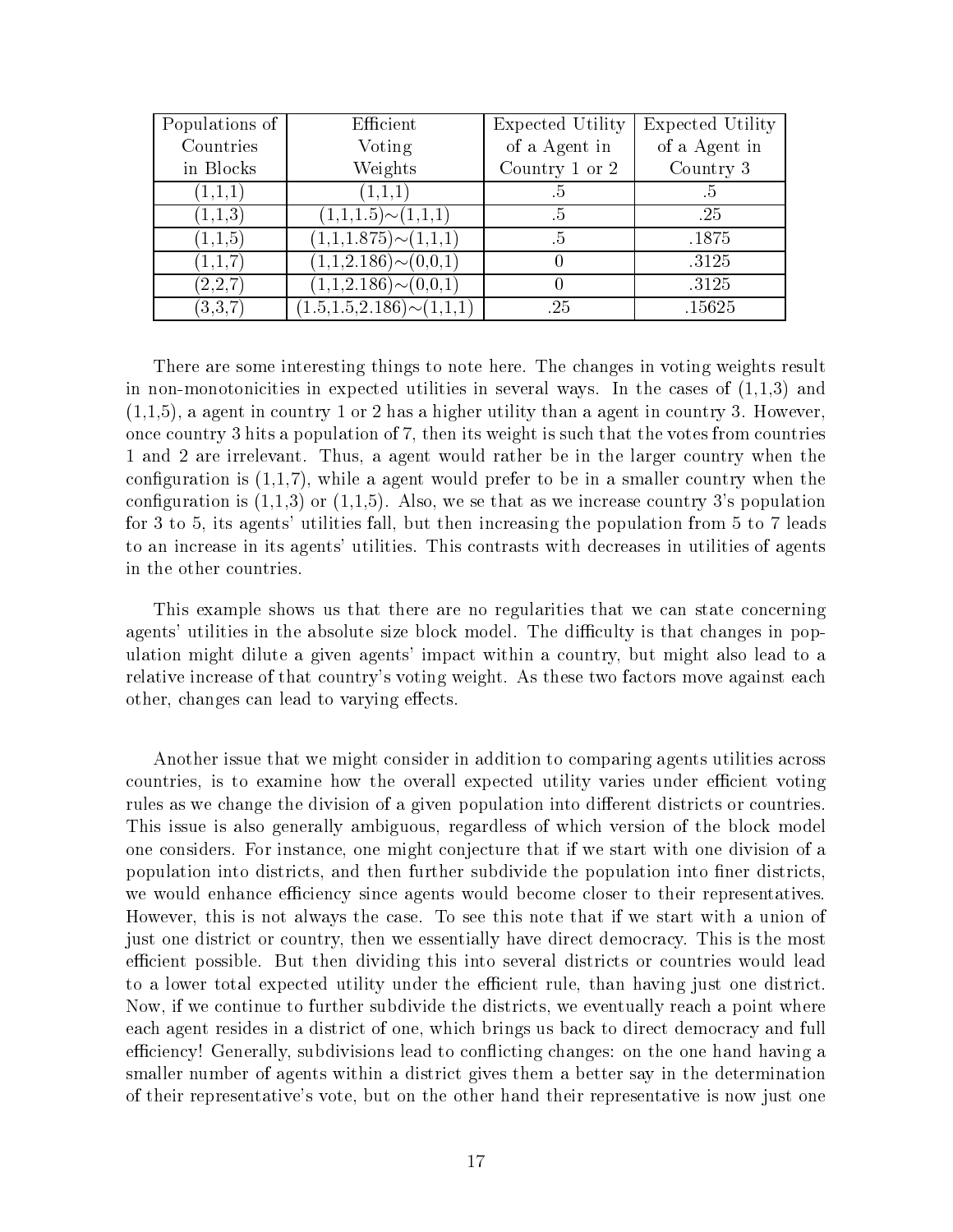| Populations of Countries in Blocks | Efficient Voting Weights | Expected Utility of a Agent in Country 1 or 2 | Expected Utility of a Agent in Country 3 |
|---|---|---|---|
| (1,1,1) | (1,1,1) | .5 | .5 |
| (1,1,3) | (1,1,1.5)$\sim$(1,1,1) | .5 | .25 |
| (1,1,5) | (1,1,1.875)$\sim$(1,1,1) | .5 | .1875 |
| (1,1,7) | (1,1,2.186)$\sim$(0,0,1) | 0 | .3125 |
| (2,2,7) | (1,1,2.186)$\sim$(0,0,1) | 0 | .3125 |
| (3,3,7) | (1.5,1.5,2.186)$\sim$(1,1,1) | .25 | .15625 |

There are some interesting things to note here. The changes in voting weights result in non-monotonicities in expected utilities in several ways. In the cases of (1,1,3) and (1,1,5), a agent in country 1 or 2 has a higher utility than a agent in country 3. However, once country 3 hits a population of 7, then its weight is such that the votes from countries 1 and 2 are irrelevant. Thus, a agent would rather be in the larger country when the configuration is (1,1,7), while a agent would prefer to be in a smaller country when the configuration is (1,1,3) or (1,1,5). Also, we se that as we increase country 3's population for 3 to 5, its agents' utilities fall, but then increasing the population from 5 to 7 leads to an increase in its agents' utilities. This contrasts with decreases in utilities of agents in the other countries.

This example shows us that there are no regularities that we can state concerning agents' utilities in the absolute size block model. The difficulty is that changes in population might dilute a given agents' impact within a country, but might also lead to a relative increase of that country's voting weight. As these two factors move against each other, changes can lead to varying effects.

Another issue that we might consider in addition to comparing agents utilities across countries, is to examine how the overall expected utility varies under efficient voting rules as we change the division of a given population into different districts or countries. This issue is also generally ambiguous, regardless of which version of the block model one considers. For instance, one might conjecture that if we start with one division of a population into districts, and then further subdivide the population into finer districts, we would enhance efficiency since agents would become closer to their representatives. However, this is not always the case. To see this note that if we start with a union of just one district or country, then we essentially have direct democracy. This is the most efficient possible. But then dividing this into several districts or countries would lead to a lower total expected utility under the efficient rule, than having just one district. Now, if we continue to further subdivide the districts, we eventually reach a point where each agent resides in a district of one, which brings us back to direct democracy and full efficiency! Generally, subdivisions lead to conflicting changes: on the one hand having a smaller number of agents within a district gives them a better say in the determination of their representative's vote, but on the other hand their representative is now just one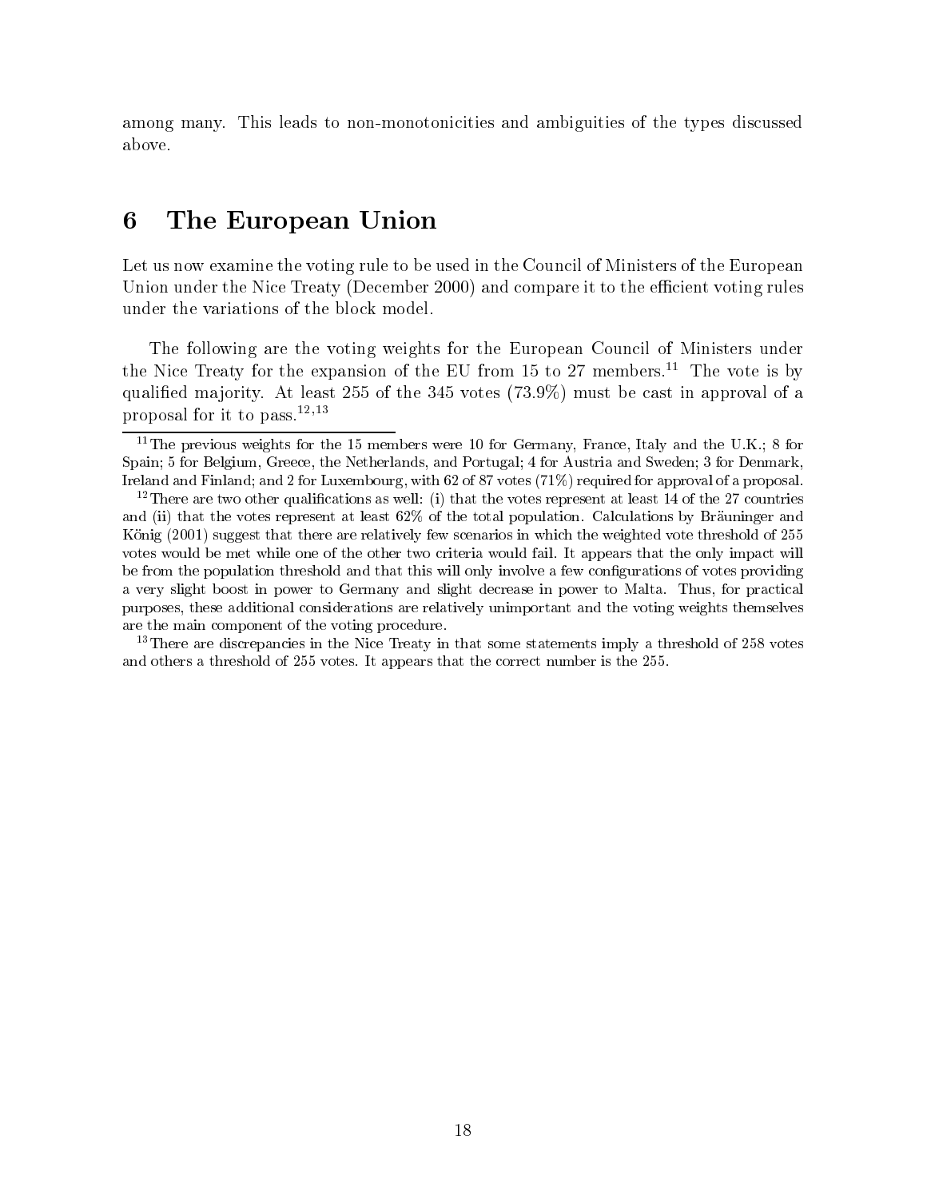among many. This leads to non-monotonicities and ambiguities of the types discussed above.

# 6 The European Union

Let us now examine the voting rule to be used in the Council of Ministers of the European Union under the Nice Treaty (December 2000) and compare it to the efficient voting rules under the variations of the block model.

The following are the voting weights for the European Council of Ministers under the Nice Treaty for the expansion of the EU from 15 to 27 members.[11] The vote is by qualified majority. At least 255 of the 345 votes (73.9%) must be cast in approval of a proposal for it to pass.[12,13]

---

[11] The previous weights for the 15 members were 10 for Germany, France, Italy and the U.K.; 8 for Spain; 5 for Belgium, Greece, the Netherlands, and Portugal; 4 for Austria and Sweden; 3 for Denmark, Ireland and Finland; and 2 for Luxembourg, with 62 of 87 votes (71%) required for approval of a proposal.

[12] There are two other qualifications as well: (i) that the votes represent at least 14 of the 27 countries and (ii) that the votes represent at least 62% of the total population. Calculations by Bräuninger and König (2001) suggest that there are relatively few scenarios in which the weighted vote threshold of 255 votes would be met while one of the other two criteria would fail. It appears that the only impact will be from the population threshold and that this will only involve a few configurations of votes providing a very slight boost in power to Germany and slight decrease in power to Malta. Thus, for practical purposes, these additional considerations are relatively unimportant and the voting weights themselves are the main component of the voting procedure.

[13] There are discrepancies in the Nice Treaty in that some statements imply a threshold of 258 votes and others a threshold of 255 votes. It appears that the correct number is the 255.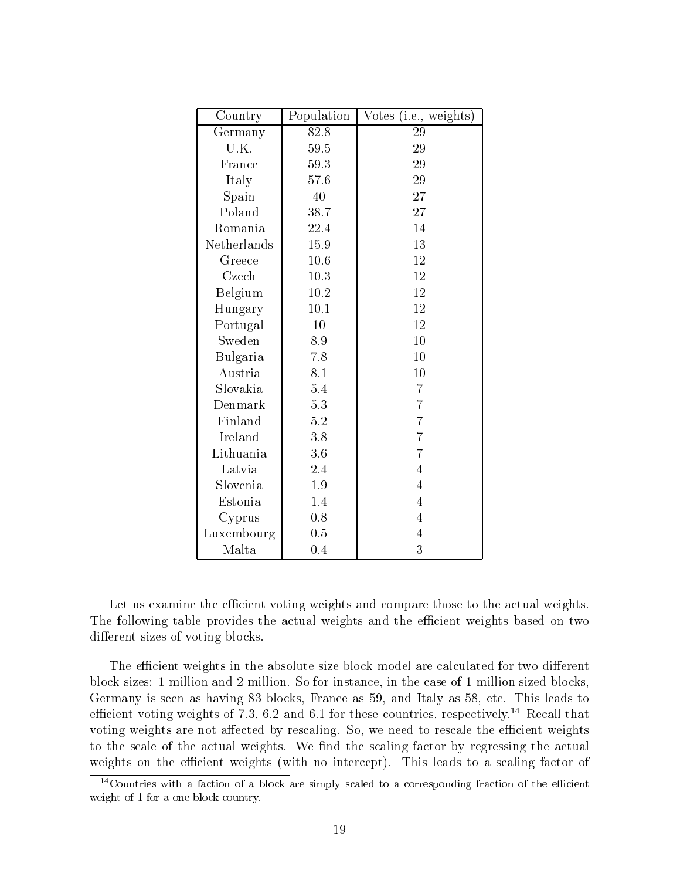| Country | Population | Votes (i.e., weights) |
|---|---|---|
| Germany | 82.8 | 29 |
| U.K. | 59.5 | 29 |
| France | 59.3 | 29 |
| Italy | 57.6 | 29 |
| Spain | 40 | 27 |
| Poland | 38.7 | 27 |
| Romania | 22.4 | 14 |
| Netherlands | 15.9 | 13 |
| Greece | 10.6 | 12 |
| Czech | 10.3 | 12 |
| Belgium | 10.2 | 12 |
| Hungary | 10.1 | 12 |
| Portugal | 10 | 12 |
| Sweden | 8.9 | 10 |
| Bulgaria | 7.8 | 10 |
| Austria | 8.1 | 10 |
| Slovakia | 5.4 | 7 |
| Denmark | 5.3 | 7 |
| Finland | 5.2 | 7 |
| Ireland | 3.8 | 7 |
| Lithuania | 3.6 | 7 |
| Latvia | 2.4 | 4 |
| Slovenia | 1.9 | 4 |
| Estonia | 1.4 | 4 |
| Cyprus | 0.8 | 4 |
| Luxembourg | 0.5 | 4 |
| Malta | 0.4 | 3 |

Let us examine the efficient voting weights and compare those to the actual weights. The following table provides the actual weights and the efficient weights based on two different sizes of voting blocks.

The efficient weights in the absolute size block model are calculated for two different block sizes: 1 million and 2 million. So for instance, in the case of 1 million sized blocks, Germany is seen as having 83 blocks, France as 59, and Italy as 58, etc. This leads to efficient voting weights of 7.3, 6.2 and 6.1 for these countries, respectively.[14] Recall that voting weights are not affected by rescaling. So, we need to rescale the efficient weights to the scale of the actual weights. We find the scaling factor by regressing the actual weights on the efficient weights (with no intercept). This leads to a scaling factor of

[14] Countries with a faction of a block are simply scaled to a corresponding fraction of the efficient weight of 1 for a one block country.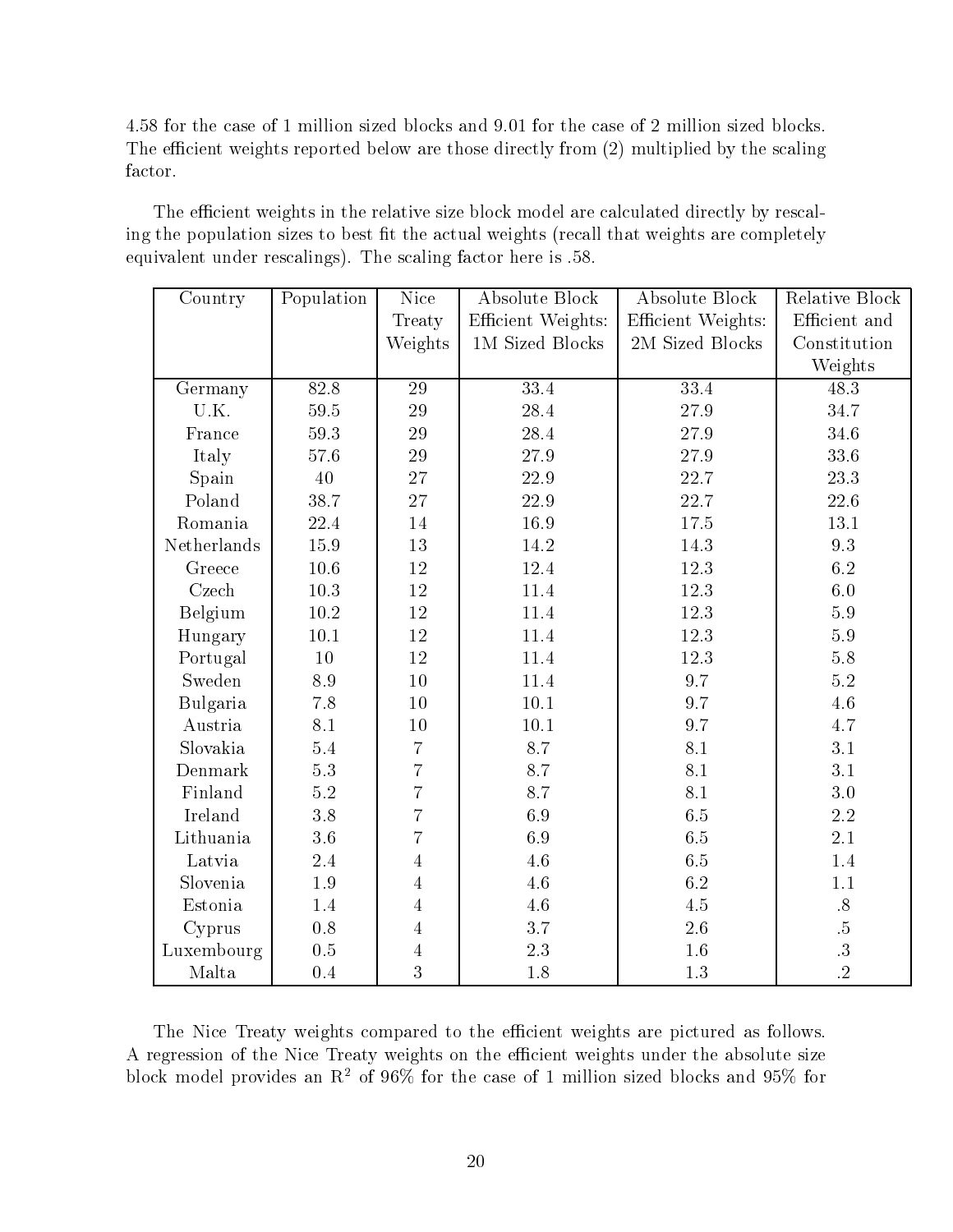4.58 for the case of 1 million sized blocks and 9.01 for the case of 2 million sized blocks. The efficient weights reported below are those directly from (2) multiplied by the scaling factor.

The efficient weights in the relative size block model are calculated directly by rescaling the population sizes to best fit the actual weights (recall that weights are completely equivalent under rescalings). The scaling factor here is .58.

| Country | Population | Nice Treaty Weights | Absolute Block Efficient Weights: 1M Sized Blocks | Absolute Block Efficient Weights: 2M Sized Blocks | Relative Block Efficient and Constitution Weights |
|---|---|---|---|---|---|
| Germany | 82.8 | 29 | 33.4 | 33.4 | 48.3 |
| U.K. | 59.5 | 29 | 28.4 | 27.9 | 34.7 |
| France | 59.3 | 29 | 28.4 | 27.9 | 34.6 |
| Italy | 57.6 | 29 | 27.9 | 27.9 | 33.6 |
| Spain | 40 | 27 | 22.9 | 22.7 | 23.3 |
| Poland | 38.7 | 27 | 22.9 | 22.7 | 22.6 |
| Romania | 22.4 | 14 | 16.9 | 17.5 | 13.1 |
| Netherlands | 15.9 | 13 | 14.2 | 14.3 | 9.3 |
| Greece | 10.6 | 12 | 12.4 | 12.3 | 6.2 |
| Czech | 10.3 | 12 | 11.4 | 12.3 | 6.0 |
| Belgium | 10.2 | 12 | 11.4 | 12.3 | 5.9 |
| Hungary | 10.1 | 12 | 11.4 | 12.3 | 5.9 |
| Portugal | 10 | 12 | 11.4 | 12.3 | 5.8 |
| Sweden | 8.9 | 10 | 11.4 | 9.7 | 5.2 |
| Bulgaria | 7.8 | 10 | 10.1 | 9.7 | 4.6 |
| Austria | 8.1 | 10 | 10.1 | 9.7 | 4.7 |
| Slovakia | 5.4 | 7 | 8.7 | 8.1 | 3.1 |
| Denmark | 5.3 | 7 | 8.7 | 8.1 | 3.1 |
| Finland | 5.2 | 7 | 8.7 | 8.1 | 3.0 |
| Ireland | 3.8 | 7 | 6.9 | 6.5 | 2.2 |
| Lithuania | 3.6 | 7 | 6.9 | 6.5 | 2.1 |
| Latvia | 2.4 | 4 | 4.6 | 6.5 | 1.4 |
| Slovenia | 1.9 | 4 | 4.6 | 6.2 | 1.1 |
| Estonia | 1.4 | 4 | 4.6 | 4.5 | .8 |
| Cyprus | 0.8 | 4 | 3.7 | 2.6 | .5 |
| Luxembourg | 0.5 | 4 | 2.3 | 1.6 | .3 |
| Malta | 0.4 | 3 | 1.8 | 1.3 | .2 |

The Nice Treaty weights compared to the efficient weights are pictured as follows. A regression of the Nice Treaty weights on the efficient weights under the absolute size block model provides an $R^2$ of 96% for the case of 1 million sized blocks and 95% for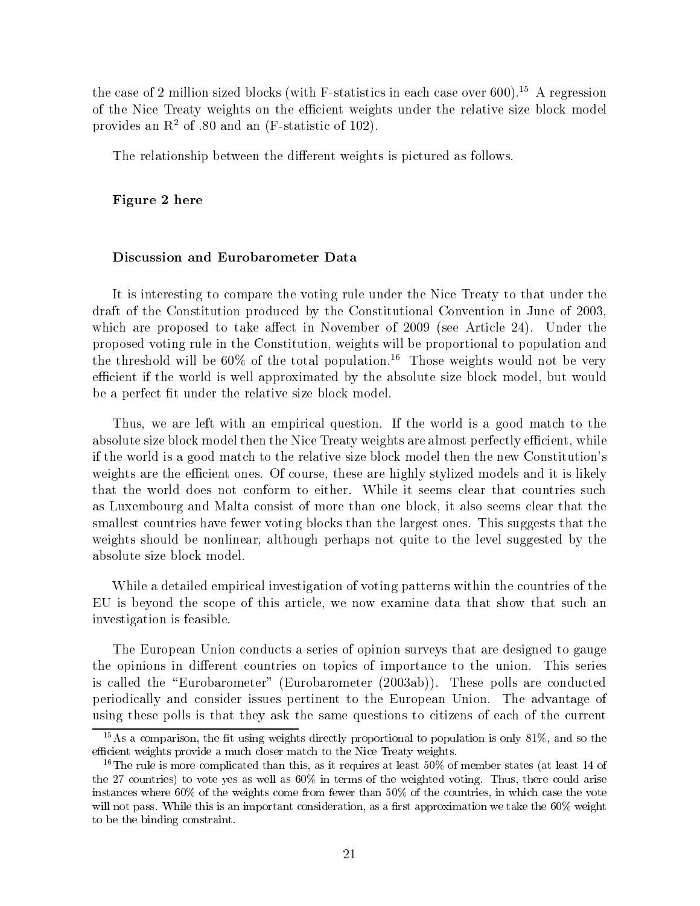the case of 2 million sized blocks (with F-statistics in each case over 600).[15] A regression of the Nice Treaty weights on the efficient weights under the relative size block model provides an $R^2$ of .80 and an (F-statistic of 102).

The relationship between the different weights is pictured as follows.

**Figure 2 here**

### Discussion and Eurobarometer Data

It is interesting to compare the voting rule under the Nice Treaty to that under the draft of the Constitution produced by the Constitutional Convention in June of 2003, which are proposed to take affect in November of 2009 (see Article 24). Under the proposed voting rule in the Constitution, weights will be proportional to population and the threshold will be 60% of the total population.[16] Those weights would not be very efficient if the world is well approximated by the absolute size block model, but would be a perfect fit under the relative size block model.

Thus, we are left with an empirical question. If the world is a good match to the absolute size block model then the Nice Treaty weights are almost perfectly efficient, while if the world is a good match to the relative size block model then the new Constitution's weights are the efficient ones. Of course, these are highly stylized models and it is likely that the world does not conform to either. While it seems clear that countries such as Luxembourg and Malta consist of more than one block, it also seems clear that the smallest countries have fewer voting blocks than the largest ones. This suggests that the weights should be nonlinear, although perhaps not quite to the level suggested by the absolute size block model.

While a detailed empirical investigation of voting patterns within the countries of the EU is beyond the scope of this article, we now examine data that show that such an investigation is feasible.

The European Union conducts a series of opinion surveys that are designed to gauge the opinions in different countries on topics of importance to the union. This series is called the "Eurobarometer" (Eurobarometer (2003ab)). These polls are conducted periodically and consider issues pertinent to the European Union. The advantage of using these polls is that they ask the same questions to citizens of each of the current

[15] As a comparison, the fit using weights directly proportional to population is only 81%, and so the efficient weights provide a much closer match to the Nice Treaty weights.

[16] The rule is more complicated than this, as it requires at least 50% of member states (at least 14 of the 27 countries) to vote yes as well as 60% in terms of the weighted voting. Thus, there could arise instances where 60% of the weights come from fewer than 50% of the countries, in which case the vote will not pass. While this is an important consideration, as a first approximation we take the 60% weight to be the binding constraint.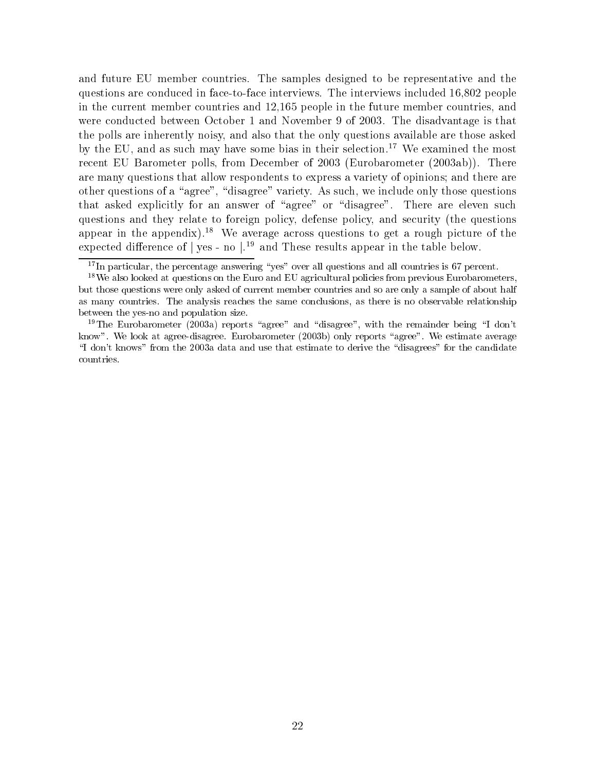and future EU member countries. The samples designed to be representative and the questions are conduced in face-to-face interviews. The interviews included 16,802 people in the current member countries and 12,165 people in the future member countries, and were conducted between October 1 and November 9 of 2003. The disadvantage is that the polls are inherently noisy, and also that the only questions available are those asked by the EU, and as such may have some bias in their selection.[17] We examined the most recent EU Barometer polls, from December of 2003 (Eurobarometer (2003ab)). There are many questions that allow respondents to express a variety of opinions; and there are other questions of a "agree", "disagree" variety. As such, we include only those questions that asked explicitly for an answer of "agree" or "disagree". There are eleven such questions and they relate to foreign policy, defense policy, and security (the questions appear in the appendix).[18] We average across questions to get a rough picture of the expected difference of | yes - no |.[19] and These results appear in the table below.

[17] In particular, the percentage answering "yes" over all questions and all countries is 67 percent.

[18] We also looked at questions on the Euro and EU agricultural policies from previous Eurobarometers, but those questions were only asked of current member countries and so are only a sample of about half as many countries. The analysis reaches the same conclusions, as there is no observable relationship between the yes-no and population size.

[19] The Eurobarometer (2003a) reports "agree" and "disagree", with the remainder being "I don't know". We look at agree-disagree. Eurobarometer (2003b) only reports "agree". We estimate average "I don't knows" from the 2003a data and use that estimate to derive the "disagrees" for the candidate countries.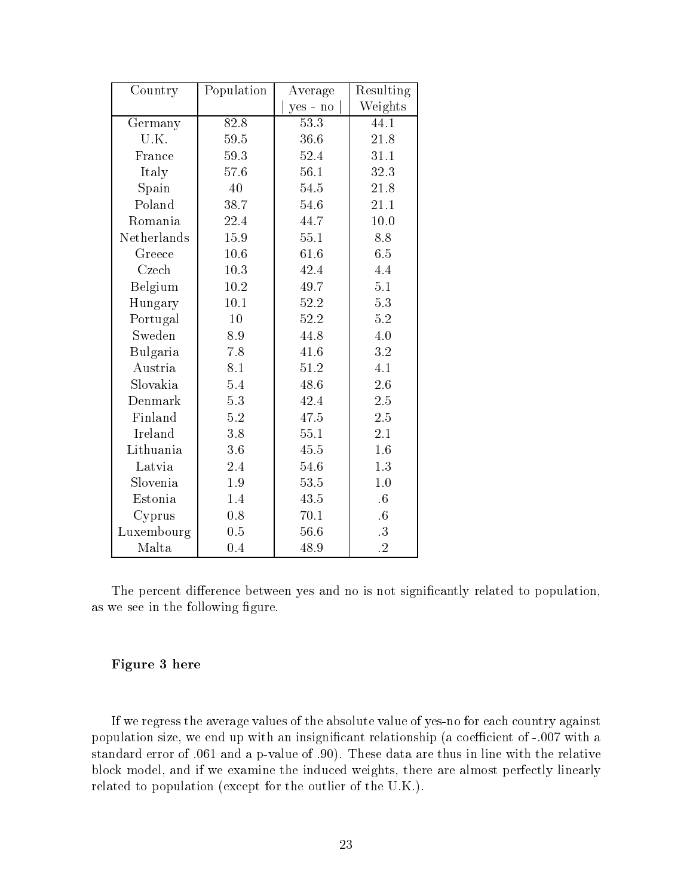| Country | Population | Average \| yes - no \| | Resulting Weights |
|---|---|---|---|
| Germany | 82.8 | 53.3 | 44.1 |
| U.K. | 59.5 | 36.6 | 21.8 |
| France | 59.3 | 52.4 | 31.1 |
| Italy | 57.6 | 56.1 | 32.3 |
| Spain | 40 | 54.5 | 21.8 |
| Poland | 38.7 | 54.6 | 21.1 |
| Romania | 22.4 | 44.7 | 10.0 |
| Netherlands | 15.9 | 55.1 | 8.8 |
| Greece | 10.6 | 61.6 | 6.5 |
| Czech | 10.3 | 42.4 | 4.4 |
| Belgium | 10.2 | 49.7 | 5.1 |
| Hungary | 10.1 | 52.2 | 5.3 |
| Portugal | 10 | 52.2 | 5.2 |
| Sweden | 8.9 | 44.8 | 4.0 |
| Bulgaria | 7.8 | 41.6 | 3.2 |
| Austria | 8.1 | 51.2 | 4.1 |
| Slovakia | 5.4 | 48.6 | 2.6 |
| Denmark | 5.3 | 42.4 | 2.5 |
| Finland | 5.2 | 47.5 | 2.5 |
| Ireland | 3.8 | 55.1 | 2.1 |
| Lithuania | 3.6 | 45.5 | 1.6 |
| Latvia | 2.4 | 54.6 | 1.3 |
| Slovenia | 1.9 | 53.5 | 1.0 |
| Estonia | 1.4 | 43.5 | .6 |
| Cyprus | 0.8 | 70.1 | .6 |
| Luxembourg | 0.5 | 56.6 | .3 |
| Malta | 0.4 | 48.9 | .2 |

The percent difference between yes and no is not significantly related to population, as we see in the following figure.

**Figure 3 here**

If we regress the average values of the absolute value of yes-no for each country against population size, we end up with an insignificant relationship (a coefficient of -.007 with a standard error of .061 and a p-value of .90). These data are thus in line with the relative block model, and if we examine the induced weights, there are almost perfectly linearly related to population (except for the outlier of the U.K.).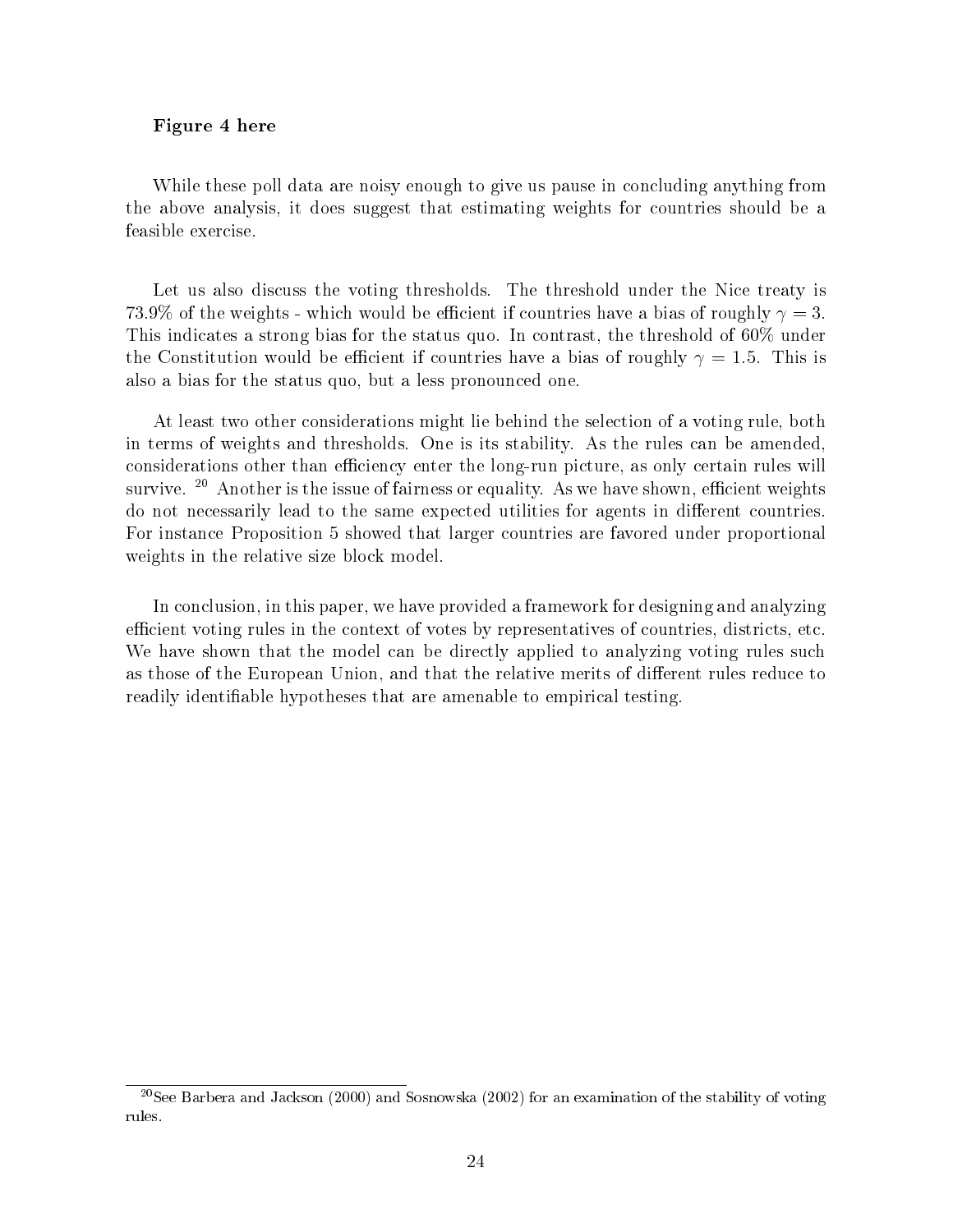**Figure 4 here**

While these poll data are noisy enough to give us pause in concluding anything from the above analysis, it does suggest that estimating weights for countries should be a feasible exercise.

Let us also discuss the voting thresholds. The threshold under the Nice treaty is 73.9% of the weights - which would be efficient if countries have a bias of roughly $\gamma = 3$. This indicates a strong bias for the status quo. In contrast, the threshold of 60% under the Constitution would be efficient if countries have a bias of roughly $\gamma = 1.5$. This is also a bias for the status quo, but a less pronounced one.

At least two other considerations might lie behind the selection of a voting rule, both in terms of weights and thresholds. One is its stability. As the rules can be amended, considerations other than efficiency enter the long-run picture, as only certain rules will survive. [20] Another is the issue of fairness or equality. As we have shown, efficient weights do not necessarily lead to the same expected utilities for agents in different countries. For instance Proposition 5 showed that larger countries are favored under proportional weights in the relative size block model.

In conclusion, in this paper, we have provided a framework for designing and analyzing efficient voting rules in the context of votes by representatives of countries, districts, etc. We have shown that the model can be directly applied to analyzing voting rules such as those of the European Union, and that the relative merits of different rules reduce to readily identifiable hypotheses that are amenable to empirical testing.

[20] See Barbera and Jackson (2000) and Sosnowska (2002) for an examination of the stability of voting rules.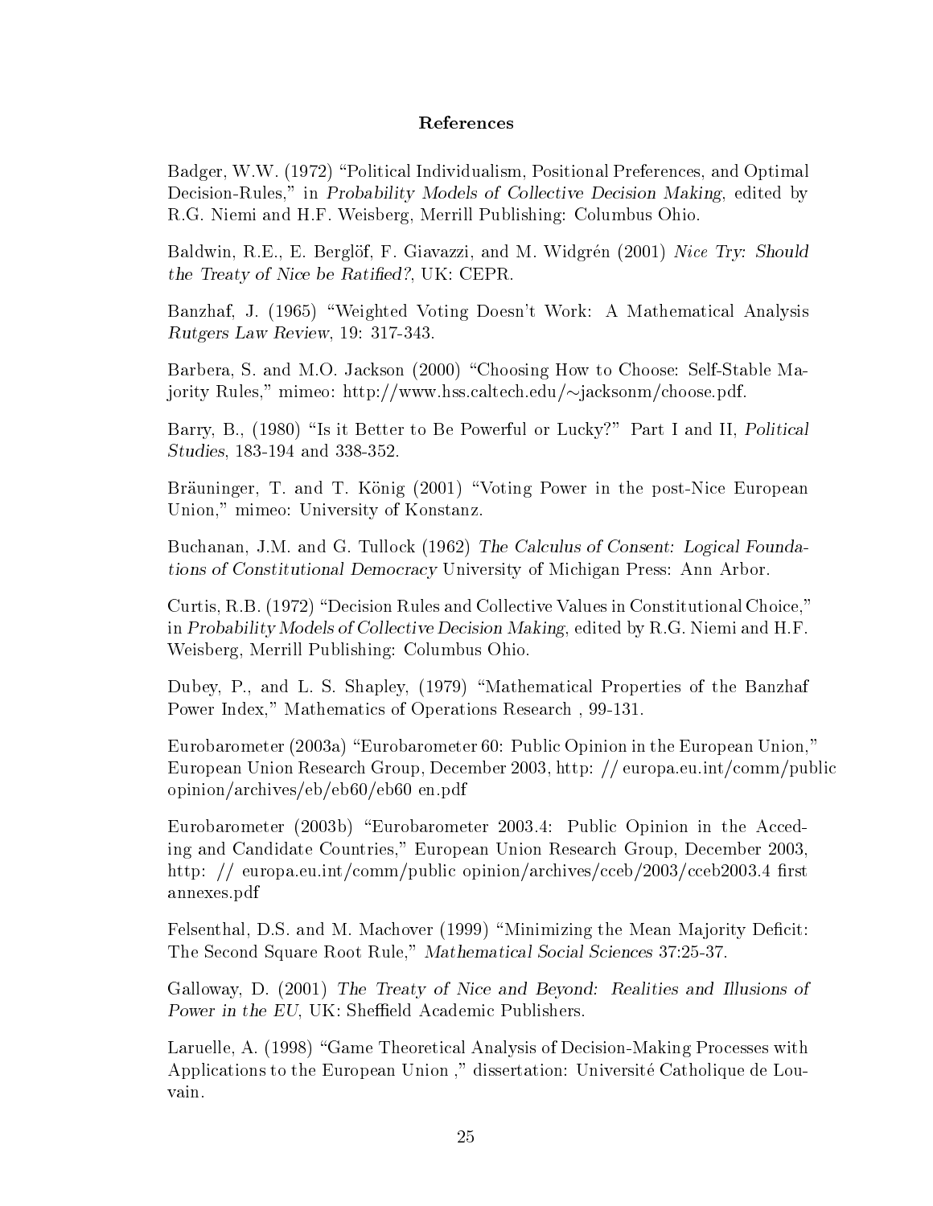## References

Badger, W.W. (1972) "Political Individualism, Positional Preferences, and Optimal Decision-Rules," in *Probability Models of Collective Decision Making*, edited by R.G. Niemi and H.F. Weisberg, Merrill Publishing: Columbus Ohio.

Baldwin, R.E., E. Berglöf, F. Giavazzi, and M. Widgrén (2001) *Nice Try: Should the Treaty of Nice be Ratified?*, UK: CEPR.

Banzhaf, J. (1965) "Weighted Voting Doesn't Work: A Mathematical Analysis *Rutgers Law Review*, 19: 317-343.

Barbera, S. and M.O. Jackson (2000) "Choosing How to Choose: Self-Stable Majority Rules," mimeo: http://www.hss.caltech.edu/∼jacksonm/choose.pdf.

Barry, B., (1980) "Is it Better to Be Powerful or Lucky?" Part I and II, *Political Studies*, 183-194 and 338-352.

Bräuninger, T. and T. König (2001) "Voting Power in the post-Nice European Union," mimeo: University of Konstanz.

Buchanan, J.M. and G. Tullock (1962) *The Calculus of Consent: Logical Foundations of Constitutional Democracy* University of Michigan Press: Ann Arbor.

Curtis, R.B. (1972) "Decision Rules and Collective Values in Constitutional Choice," in *Probability Models of Collective Decision Making*, edited by R.G. Niemi and H.F. Weisberg, Merrill Publishing: Columbus Ohio.

Dubey, P., and L. S. Shapley, (1979) "Mathematical Properties of the Banzhaf Power Index," Mathematics of Operations Research , 99-131.

Eurobarometer (2003a) "Eurobarometer 60: Public Opinion in the European Union," European Union Research Group, December 2003, http: // europa.eu.int/comm/public opinion/archives/eb/eb60/eb60 en.pdf

Eurobarometer (2003b) "Eurobarometer 2003.4: Public Opinion in the Acceding and Candidate Countries," European Union Research Group, December 2003, http: // europa.eu.int/comm/public opinion/archives/cceb/2003/cceb2003.4 first annexes.pdf

Felsenthal, D.S. and M. Machover (1999) "Minimizing the Mean Majority Deficit: The Second Square Root Rule," *Mathematical Social Sciences* 37:25-37.

Galloway, D. (2001) *The Treaty of Nice and Beyond: Realities and Illusions of Power in the EU*, UK: Sheffield Academic Publishers.

Laruelle, A. (1998) "Game Theoretical Analysis of Decision-Making Processes with Applications to the European Union ," dissertation: Université Catholique de Louvain.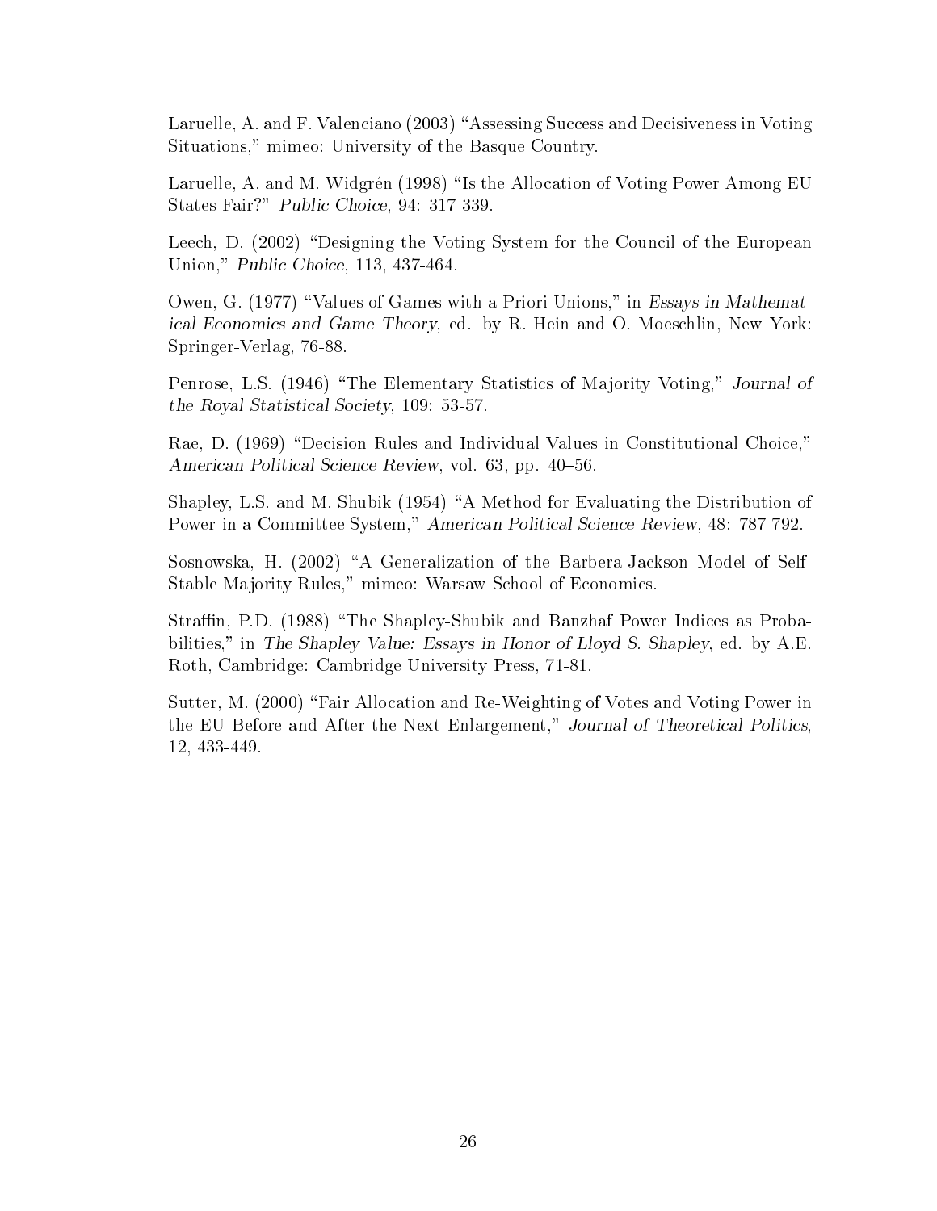Laruelle, A. and F. Valenciano (2003) "Assessing Success and Decisiveness in Voting Situations," mimeo: University of the Basque Country.

Laruelle, A. and M. Widgrén (1998) "Is the Allocation of Voting Power Among EU States Fair?" *Public Choice*, 94: 317-339.

Leech, D. (2002) "Designing the Voting System for the Council of the European Union," *Public Choice*, 113, 437-464.

Owen, G. (1977) "Values of Games with a Priori Unions," in *Essays in Mathematical Economics and Game Theory*, ed. by R. Hein and O. Moeschlin, New York: Springer-Verlag, 76-88.

Penrose, L.S. (1946) "The Elementary Statistics of Majority Voting," *Journal of the Royal Statistical Society*, 109: 53-57.

Rae, D. (1969) "Decision Rules and Individual Values in Constitutional Choice," *American Political Science Review*, vol. 63, pp. 40–56.

Shapley, L.S. and M. Shubik (1954) "A Method for Evaluating the Distribution of Power in a Committee System," *American Political Science Review*, 48: 787-792.

Sosnowska, H. (2002) "A Generalization of the Barbera-Jackson Model of Self-Stable Majority Rules," mimeo: Warsaw School of Economics.

Straffin, P.D. (1988) "The Shapley-Shubik and Banzhaf Power Indices as Probabilities," in *The Shapley Value: Essays in Honor of Lloyd S. Shapley*, ed. by A.E. Roth, Cambridge: Cambridge University Press, 71-81.

Sutter, M. (2000) "Fair Allocation and Re-Weighting of Votes and Voting Power in the EU Before and After the Next Enlargement," *Journal of Theoretical Politics*, 12, 433-449.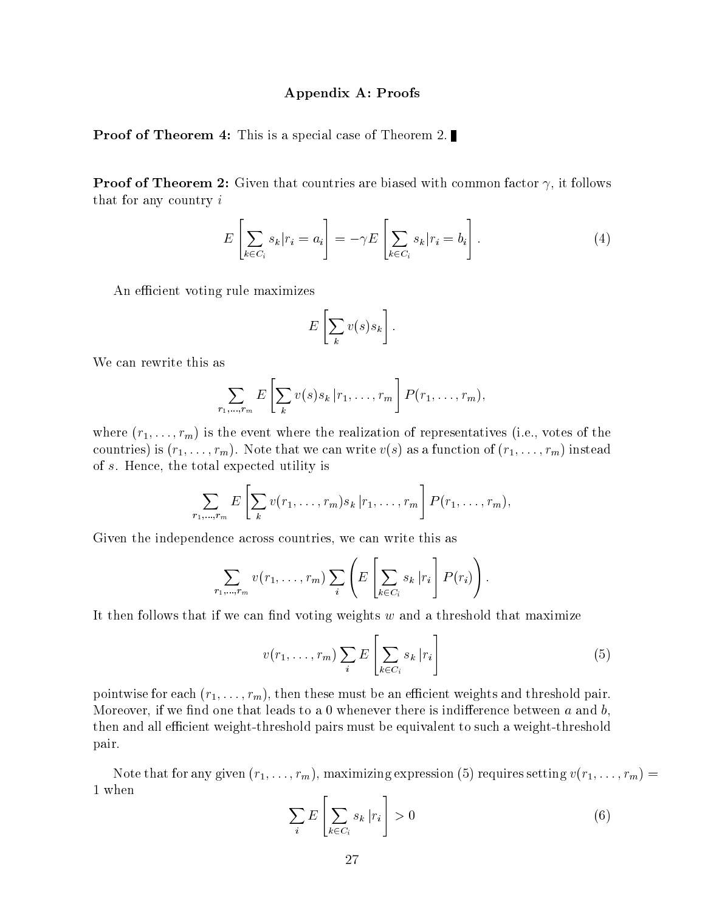## Appendix A: Proofs

**Proof of Theorem 4:** This is a special case of Theorem 2. ∎

**Proof of Theorem 2:** Given that countries are biased with common factor $\gamma$, it follows that for any country $i$

$$E\left[\sum_{k \in C_i} s_k | r_i = a_i\right] = -\gamma E\left[\sum_{k \in C_i} s_k | r_i = b_i\right]. \tag{4}$$

An efficient voting rule maximizes

$$E\left[\sum_k v(s) s_k\right].$$

We can rewrite this as

$$\sum_{r_1,\ldots,r_m} E\left[\sum_k v(s) s_k \,|r_1,\ldots,r_m\right] P(r_1,\ldots,r_m),$$

where $(r_1,\ldots,r_m)$ is the event where the realization of representatives (i.e., votes of the countries) is $(r_1,\ldots,r_m)$. Note that we can write $v(s)$ as a function of $(r_1,\ldots,r_m)$ instead of $s$. Hence, the total expected utility is

$$\sum_{r_1,\ldots,r_m} E\left[\sum_k v(r_1,\ldots,r_m) s_k \,|r_1,\ldots,r_m\right] P(r_1,\ldots,r_m),$$

Given the independence across countries, we can write this as

$$\sum_{r_1,\ldots,r_m} v(r_1,\ldots,r_m) \sum_i \left( E\left[\sum_{k \in C_i} s_k \,|r_i\right] P(r_i) \right).$$

It then follows that if we can find voting weights $w$ and a threshold that maximize

$$v(r_1,\ldots,r_m) \sum_i E\left[\sum_{k \in C_i} s_k \,|r_i\right] \tag{5}$$

pointwise for each $(r_1,\ldots,r_m)$, then these must be an efficient weights and threshold pair. Moreover, if we find one that leads to a 0 whenever there is indifference between $a$ and $b$, then and all efficient weight-threshold pairs must be equivalent to such a weight-threshold pair.

Note that for any given $(r_1,\ldots,r_m)$, maximizing expression (5) requires setting $v(r_1,\ldots,r_m) = 1$ when

$$\sum_i E\left[\sum_{k \in C_i} s_k \,|r_i\right] > 0 \tag{6}$$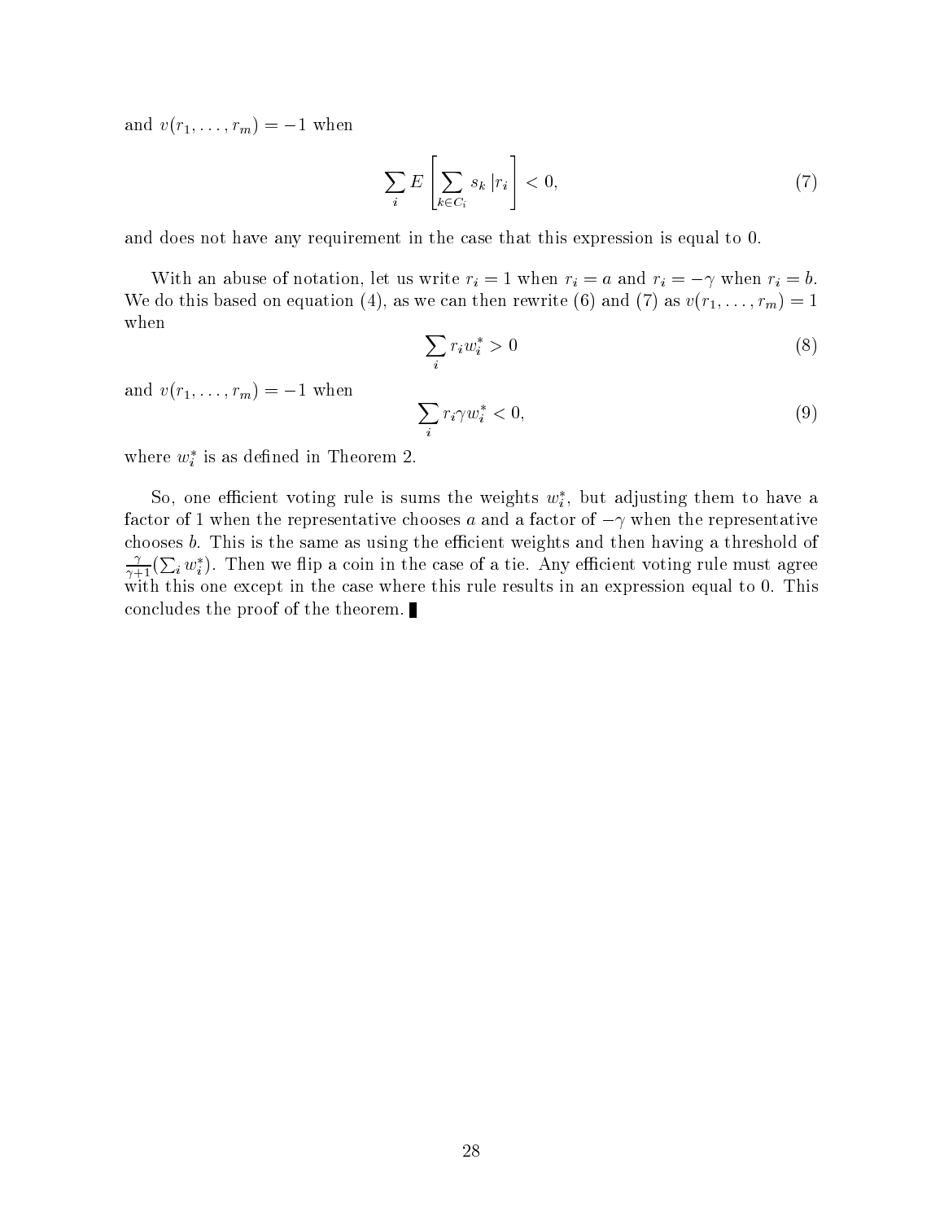and $v(r_1, \ldots, r_m) = -1$ when

$$\sum_i E\left[\sum_{k \in C_i} s_k \,|r_i\right] < 0, \tag{7}$$

and does not have any requirement in the case that this expression is equal to 0.

With an abuse of notation, let us write $r_i = 1$ when $r_i = a$ and $r_i = -\gamma$ when $r_i = b$. We do this based on equation (4), as we can then rewrite (6) and (7) as $v(r_1, \ldots, r_m) = 1$ when

$$\sum_i r_i w_i^* > 0 \tag{8}$$

and $v(r_1, \ldots, r_m) = -1$ when

$$\sum_i r_i \gamma w_i^* < 0, \tag{9}$$

where $w_i^*$ is as defined in Theorem 2.

So, one efficient voting rule is sums the weights $w_i^*$, but adjusting them to have a factor of 1 when the representative chooses $a$ and a factor of $-\gamma$ when the representative chooses $b$. This is the same as using the efficient weights and then having a threshold of $\frac{\gamma}{\gamma+1}(\sum_i w_i^*)$. Then we flip a coin in the case of a tie. Any efficient voting rule must agree with this one except in the case where this rule results in an expression equal to 0. This concludes the proof of the theorem. ∎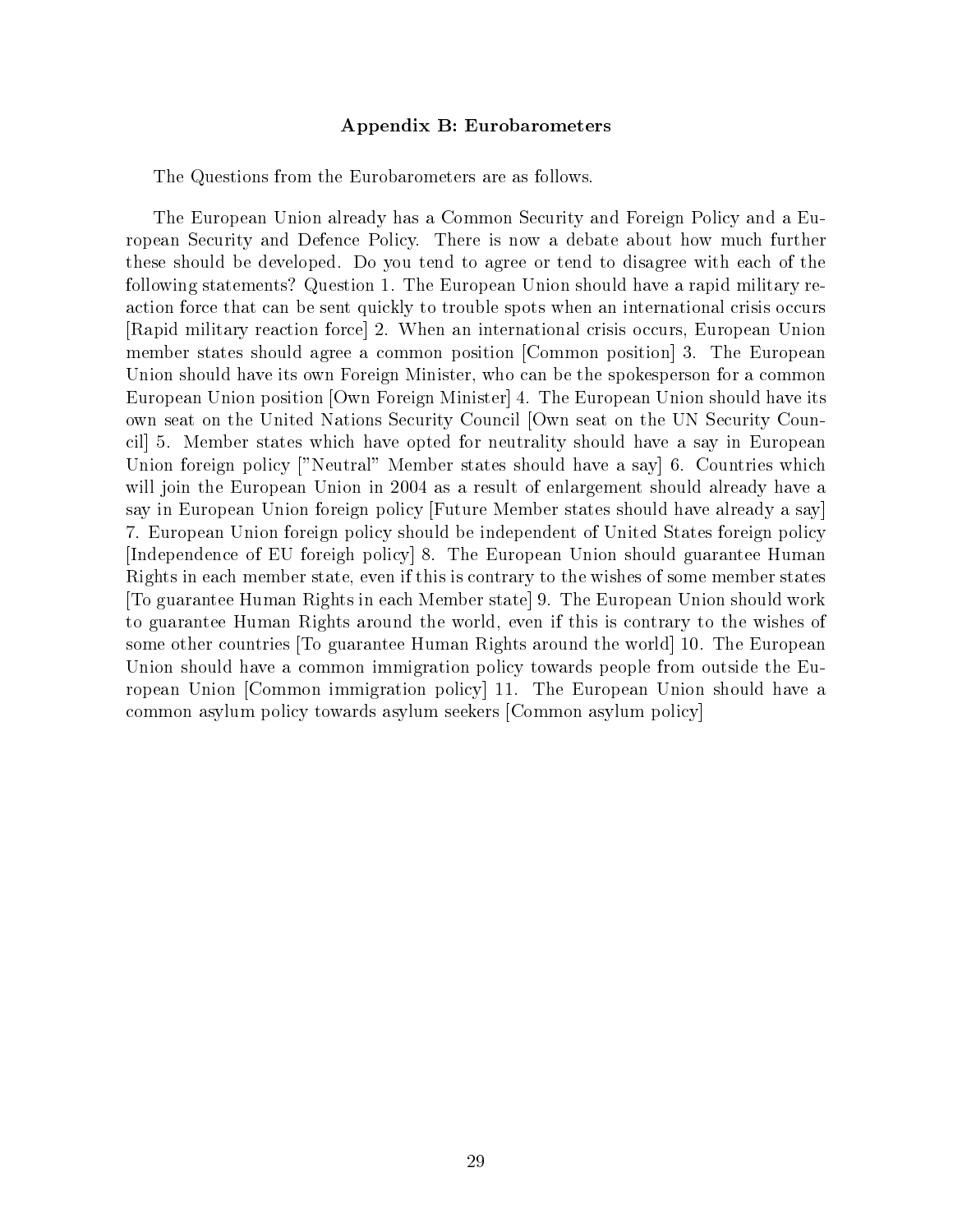### Appendix B: Eurobarometers

The Questions from the Eurobarometers are as follows.

The European Union already has a Common Security and Foreign Policy and a European Security and Defence Policy. There is now a debate about how much further these should be developed. Do you tend to agree or tend to disagree with each of the following statements? Question 1. The European Union should have a rapid military reaction force that can be sent quickly to trouble spots when an international crisis occurs [Rapid military reaction force] 2. When an international crisis occurs, European Union member states should agree a common position [Common position] 3. The European Union should have its own Foreign Minister, who can be the spokesperson for a common European Union position [Own Foreign Minister] 4. The European Union should have its own seat on the United Nations Security Council [Own seat on the UN Security Council] 5. Member states which have opted for neutrality should have a say in European Union foreign policy ["Neutral" Member states should have a say] 6. Countries which will join the European Union in 2004 as a result of enlargement should already have a say in European Union foreign policy [Future Member states should have already a say] 7. European Union foreign policy should be independent of United States foreign policy [Independence of EU foreigh policy] 8. The European Union should guarantee Human Rights in each member state, even if this is contrary to the wishes of some member states [To guarantee Human Rights in each Member state] 9. The European Union should work to guarantee Human Rights around the world, even if this is contrary to the wishes of some other countries [To guarantee Human Rights around the world] 10. The European Union should have a common immigration policy towards people from outside the European Union [Common immigration policy] 11. The European Union should have a common asylum policy towards asylum seekers [Common asylum policy]